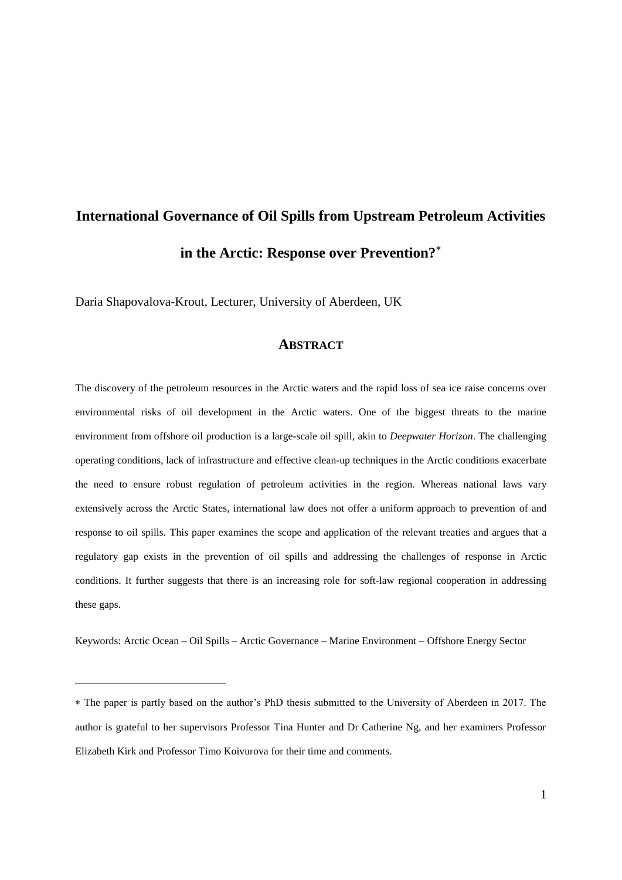# International Governance of Oil Spills from Upstream Petroleum Activities in the Arctic: Response over Prevention?*

Daria Shapovalova-Krout, Lecturer, University of Aberdeen, UK

## ABSTRACT

The discovery of the petroleum resources in the Arctic waters and the rapid loss of sea ice raise concerns over environmental risks of oil development in the Arctic waters. One of the biggest threats to the marine environment from offshore oil production is a large-scale oil spill, akin to *Deepwater Horizon*. The challenging operating conditions, lack of infrastructure and effective clean-up techniques in the Arctic conditions exacerbate the need to ensure robust regulation of petroleum activities in the region. Whereas national laws vary extensively across the Arctic States, international law does not offer a uniform approach to prevention of and response to oil spills. This paper examines the scope and application of the relevant treaties and argues that a regulatory gap exists in the prevention of oil spills and addressing the challenges of response in Arctic conditions. It further suggests that there is an increasing role for soft-law regional cooperation in addressing these gaps.

Keywords: Arctic Ocean – Oil Spills – Arctic Governance – Marine Environment – Offshore Energy Sector

---

* The paper is partly based on the author's PhD thesis submitted to the University of Aberdeen in 2017. The author is grateful to her supervisors Professor Tina Hunter and Dr Catherine Ng, and her examiners Professor Elizabeth Kirk and Professor Timo Koivurova for their time and comments.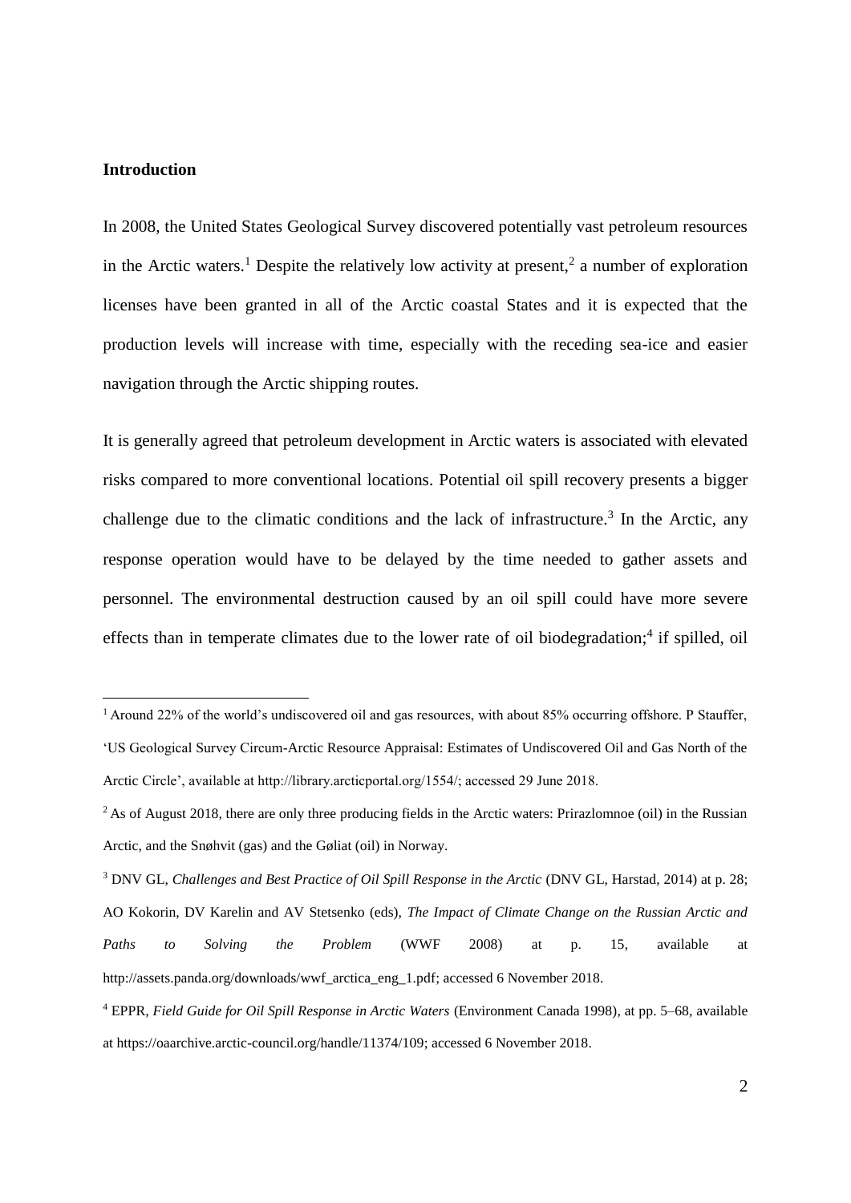## Introduction

In 2008, the United States Geological Survey discovered potentially vast petroleum resources in the Arctic waters.[1] Despite the relatively low activity at present,[2] a number of exploration licenses have been granted in all of the Arctic coastal States and it is expected that the production levels will increase with time, especially with the receding sea-ice and easier navigation through the Arctic shipping routes.

It is generally agreed that petroleum development in Arctic waters is associated with elevated risks compared to more conventional locations. Potential oil spill recovery presents a bigger challenge due to the climatic conditions and the lack of infrastructure.[3] In the Arctic, any response operation would have to be delayed by the time needed to gather assets and personnel. The environmental destruction caused by an oil spill could have more severe effects than in temperate climates due to the lower rate of oil biodegradation;[4] if spilled, oil

---

[1] Around 22% of the world's undiscovered oil and gas resources, with about 85% occurring offshore. P Stauffer, 'US Geological Survey Circum-Arctic Resource Appraisal: Estimates of Undiscovered Oil and Gas North of the Arctic Circle', available at http://library.arcticportal.org/1554/; accessed 29 June 2018.

[2] As of August 2018, there are only three producing fields in the Arctic waters: Prirazlomnoe (oil) in the Russian Arctic, and the Snøhvit (gas) and the Gøliat (oil) in Norway.

[3] DNV GL, *Challenges and Best Practice of Oil Spill Response in the Arctic* (DNV GL, Harstad, 2014) at p. 28; AO Kokorin, DV Karelin and AV Stetsenko (eds), *The Impact of Climate Change on the Russian Arctic and Paths to Solving the Problem* (WWF 2008) at p. 15, available at http://assets.panda.org/downloads/wwf_arctica_eng_1.pdf; accessed 6 November 2018.

[4] EPPR, *Field Guide for Oil Spill Response in Arctic Waters* (Environment Canada 1998), at pp. 5–68, available at https://oaarchive.arctic-council.org/handle/11374/109; accessed 6 November 2018.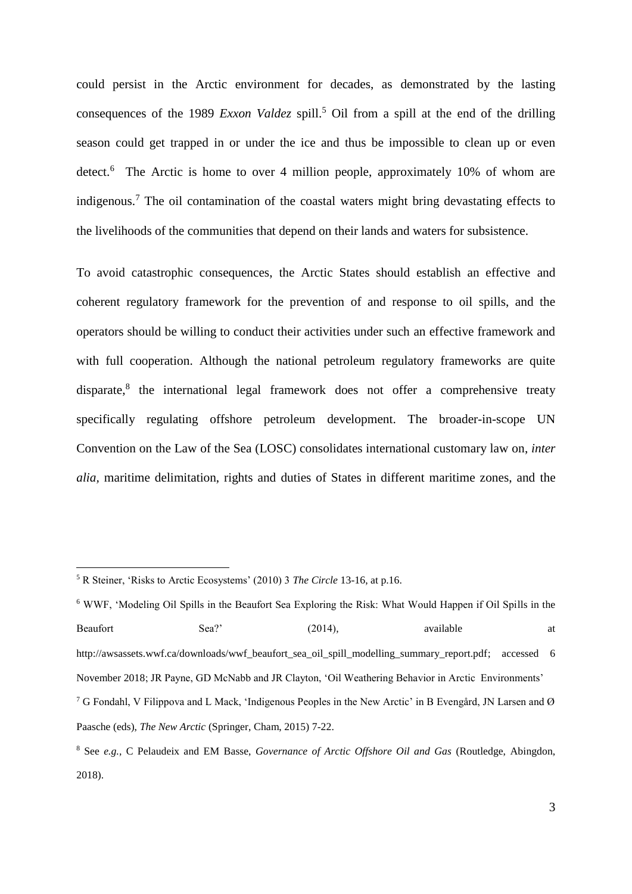could persist in the Arctic environment for decades, as demonstrated by the lasting consequences of the 1989 *Exxon Valdez* spill.[5] Oil from a spill at the end of the drilling season could get trapped in or under the ice and thus be impossible to clean up or even detect.[6] The Arctic is home to over 4 million people, approximately 10% of whom are indigenous.[7] The oil contamination of the coastal waters might bring devastating effects to the livelihoods of the communities that depend on their lands and waters for subsistence.

To avoid catastrophic consequences, the Arctic States should establish an effective and coherent regulatory framework for the prevention of and response to oil spills, and the operators should be willing to conduct their activities under such an effective framework and with full cooperation. Although the national petroleum regulatory frameworks are quite disparate,[8] the international legal framework does not offer a comprehensive treaty specifically regulating offshore petroleum development. The broader-in-scope UN Convention on the Law of the Sea (LOSC) consolidates international customary law on, *inter alia*, maritime delimitation, rights and duties of States in different maritime zones, and the

---

[5] R Steiner, 'Risks to Arctic Ecosystems' (2010) 3 *The Circle* 13-16, at p.16.

[6] WWF, 'Modeling Oil Spills in the Beaufort Sea Exploring the Risk: What Would Happen if Oil Spills in the Beaufort Sea?' (2014), available at http://awsassets.wwf.ca/downloads/wwf_beaufort_sea_oil_spill_modelling_summary_report.pdf; accessed 6 November 2018; JR Payne, GD McNabb and JR Clayton, 'Oil Weathering Behavior in Arctic Environments'

[7] G Fondahl, V Filippova and L Mack, 'Indigenous Peoples in the New Arctic' in B Evengård, JN Larsen and Ø Paasche (eds), *The New Arctic* (Springer, Cham, 2015) 7-22.

[8] See *e.g.*, C Pelaudeix and EM Basse, *Governance of Arctic Offshore Oil and Gas* (Routledge, Abingdon, 2018).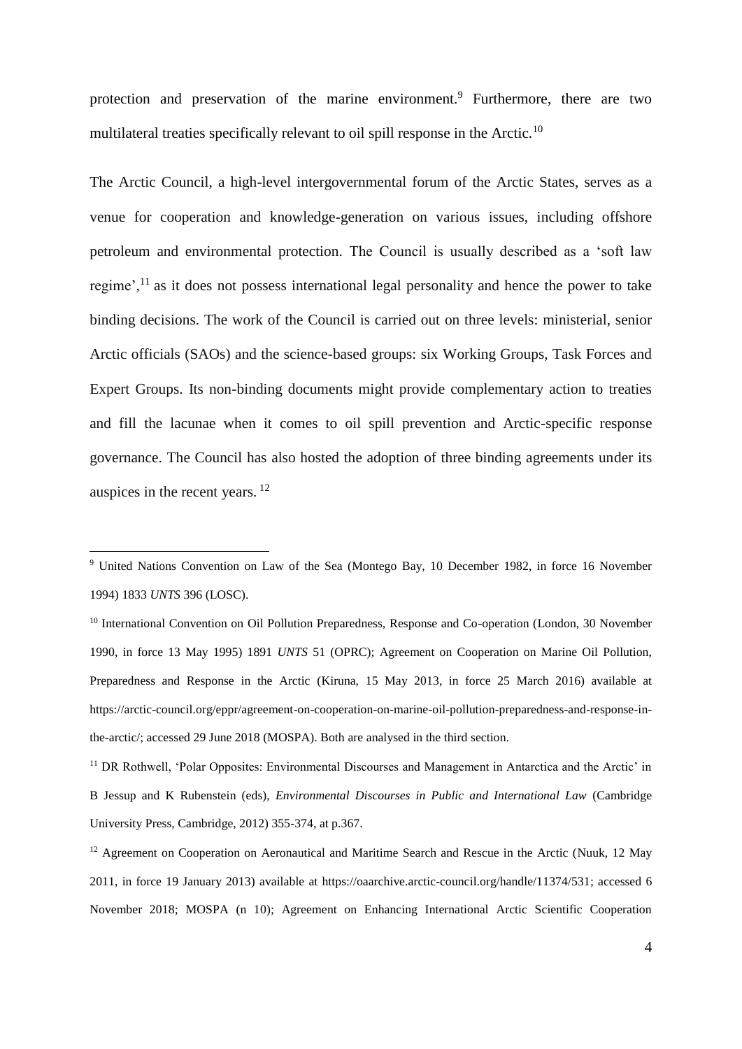protection and preservation of the marine environment.[9] Furthermore, there are two multilateral treaties specifically relevant to oil spill response in the Arctic.[10]

The Arctic Council, a high-level intergovernmental forum of the Arctic States, serves as a venue for cooperation and knowledge-generation on various issues, including offshore petroleum and environmental protection. The Council is usually described as a 'soft law regime',[11] as it does not possess international legal personality and hence the power to take binding decisions. The work of the Council is carried out on three levels: ministerial, senior Arctic officials (SAOs) and the science-based groups: six Working Groups, Task Forces and Expert Groups. Its non-binding documents might provide complementary action to treaties and fill the lacunae when it comes to oil spill prevention and Arctic-specific response governance. The Council has also hosted the adoption of three binding agreements under its auspices in the recent years.[12]

---

[9] United Nations Convention on Law of the Sea (Montego Bay, 10 December 1982, in force 16 November 1994) 1833 *UNTS* 396 (LOSC).

[10] International Convention on Oil Pollution Preparedness, Response and Co-operation (London, 30 November 1990, in force 13 May 1995) 1891 *UNTS* 51 (OPRC); Agreement on Cooperation on Marine Oil Pollution, Preparedness and Response in the Arctic (Kiruna, 15 May 2013, in force 25 March 2016) available at https://arctic-council.org/eppr/agreement-on-cooperation-on-marine-oil-pollution-preparedness-and-response-in-the-arctic/; accessed 29 June 2018 (MOSPA). Both are analysed in the third section.

[11] DR Rothwell, 'Polar Opposites: Environmental Discourses and Management in Antarctica and the Arctic' in B Jessup and K Rubenstein (eds), *Environmental Discourses in Public and International Law* (Cambridge University Press, Cambridge, 2012) 355-374, at p.367.

[12] Agreement on Cooperation on Aeronautical and Maritime Search and Rescue in the Arctic (Nuuk, 12 May 2011, in force 19 January 2013) available at https://oaarchive.arctic-council.org/handle/11374/531; accessed 6 November 2018; MOSPA (n 10); Agreement on Enhancing International Arctic Scientific Cooperation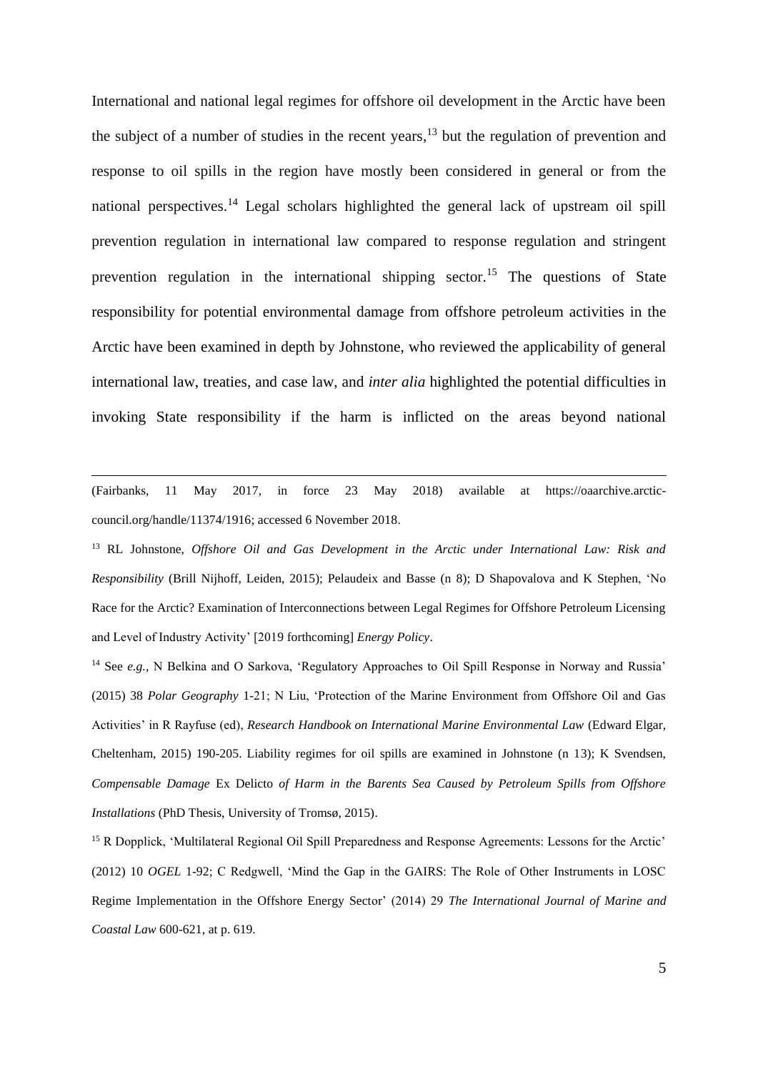International and national legal regimes for offshore oil development in the Arctic have been the subject of a number of studies in the recent years,[13] but the regulation of prevention and response to oil spills in the region have mostly been considered in general or from the national perspectives.[14] Legal scholars highlighted the general lack of upstream oil spill prevention regulation in international law compared to response regulation and stringent prevention regulation in the international shipping sector.[15] The questions of State responsibility for potential environmental damage from offshore petroleum activities in the Arctic have been examined in depth by Johnstone, who reviewed the applicability of general international law, treaties, and case law, and *inter alia* highlighted the potential difficulties in invoking State responsibility if the harm is inflicted on the areas beyond national

---

(Fairbanks, 11 May 2017, in force 23 May 2018) available at https://oaarchive.arctic-council.org/handle/11374/1916; accessed 6 November 2018.

[13] RL Johnstone, *Offshore Oil and Gas Development in the Arctic under International Law: Risk and Responsibility* (Brill Nijhoff, Leiden, 2015); Pelaudeix and Basse (n 8); D Shapovalova and K Stephen, 'No Race for the Arctic? Examination of Interconnections between Legal Regimes for Offshore Petroleum Licensing and Level of Industry Activity' [2019 forthcoming] *Energy Policy*.

[14] See *e.g.*, N Belkina and O Sarkova, 'Regulatory Approaches to Oil Spill Response in Norway and Russia' (2015) 38 *Polar Geography* 1-21; N Liu, 'Protection of the Marine Environment from Offshore Oil and Gas Activities' in R Rayfuse (ed), *Research Handbook on International Marine Environmental Law* (Edward Elgar, Cheltenham, 2015) 190-205. Liability regimes for oil spills are examined in Johnstone (n 13); K Svendsen, *Compensable Damage* Ex Delicto *of Harm in the Barents Sea Caused by Petroleum Spills from Offshore Installations* (PhD Thesis, University of Tromsø, 2015).

[15] R Dopplick, 'Multilateral Regional Oil Spill Preparedness and Response Agreements: Lessons for the Arctic' (2012) 10 *OGEL* 1-92; C Redgwell, 'Mind the Gap in the GAIRS: The Role of Other Instruments in LOSC Regime Implementation in the Offshore Energy Sector' (2014) 29 *The International Journal of Marine and Coastal Law* 600-621, at p. 619.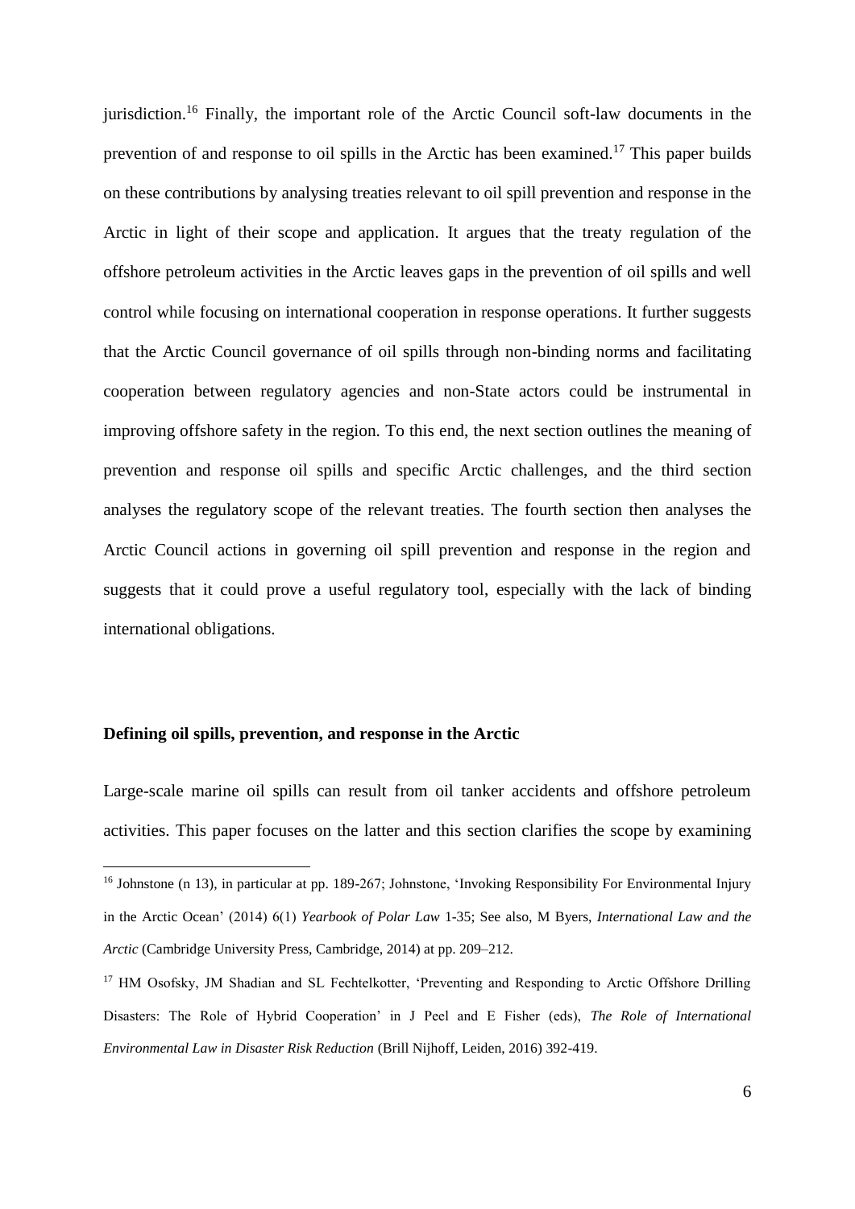jurisdiction.[16] Finally, the important role of the Arctic Council soft-law documents in the prevention of and response to oil spills in the Arctic has been examined.[17] This paper builds on these contributions by analysing treaties relevant to oil spill prevention and response in the Arctic in light of their scope and application. It argues that the treaty regulation of the offshore petroleum activities in the Arctic leaves gaps in the prevention of oil spills and well control while focusing on international cooperation in response operations. It further suggests that the Arctic Council governance of oil spills through non-binding norms and facilitating cooperation between regulatory agencies and non-State actors could be instrumental in improving offshore safety in the region. To this end, the next section outlines the meaning of prevention and response oil spills and specific Arctic challenges, and the third section analyses the regulatory scope of the relevant treaties. The fourth section then analyses the Arctic Council actions in governing oil spill prevention and response in the region and suggests that it could prove a useful regulatory tool, especially with the lack of binding international obligations.

## Defining oil spills, prevention, and response in the Arctic

Large-scale marine oil spills can result from oil tanker accidents and offshore petroleum activities. This paper focuses on the latter and this section clarifies the scope by examining

[16] Johnstone (n 13), in particular at pp. 189-267; Johnstone, 'Invoking Responsibility For Environmental Injury in the Arctic Ocean' (2014) 6(1) *Yearbook of Polar Law* 1-35; See also, M Byers, *International Law and the Arctic* (Cambridge University Press, Cambridge, 2014) at pp. 209–212.

[17] HM Osofsky, JM Shadian and SL Fechtelkotter, 'Preventing and Responding to Arctic Offshore Drilling Disasters: The Role of Hybrid Cooperation' in J Peel and E Fisher (eds), *The Role of International Environmental Law in Disaster Risk Reduction* (Brill Nijhoff, Leiden, 2016) 392-419.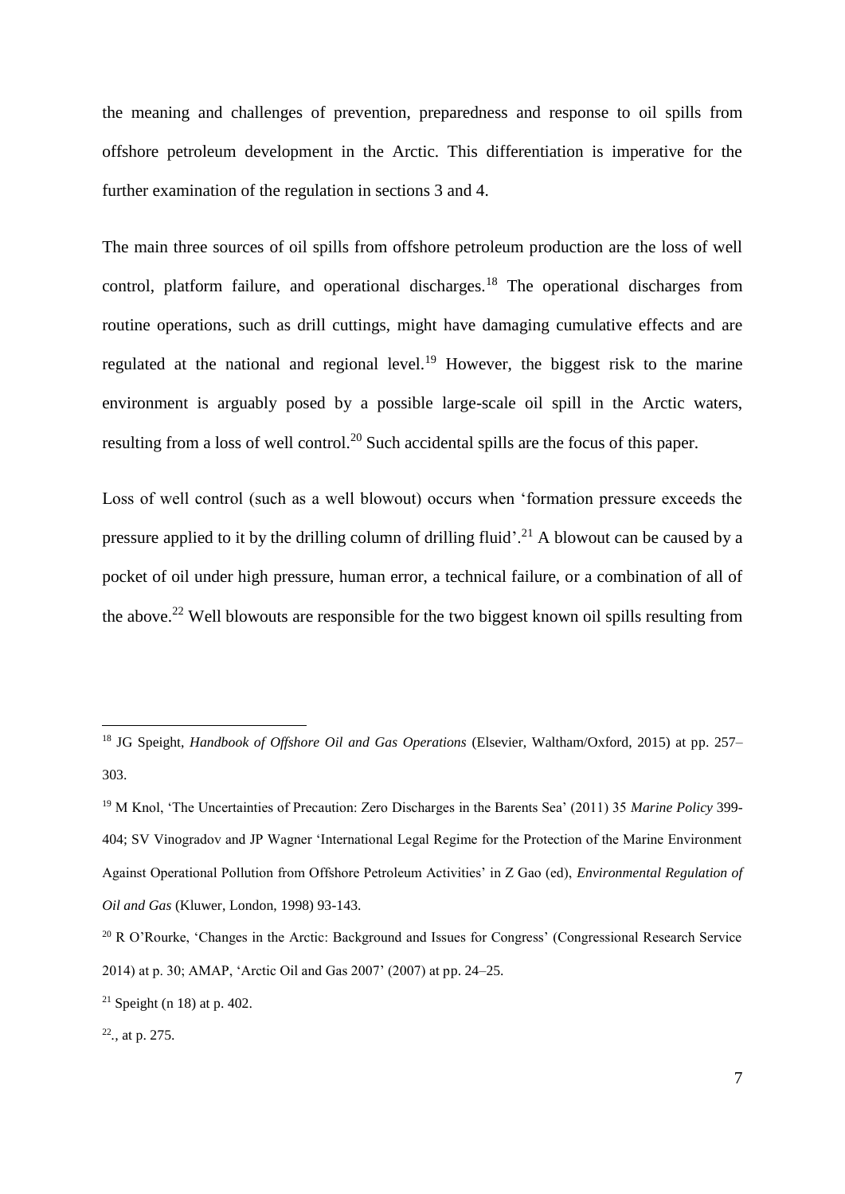the meaning and challenges of prevention, preparedness and response to oil spills from offshore petroleum development in the Arctic. This differentiation is imperative for the further examination of the regulation in sections 3 and 4.

The main three sources of oil spills from offshore petroleum production are the loss of well control, platform failure, and operational discharges.[18] The operational discharges from routine operations, such as drill cuttings, might have damaging cumulative effects and are regulated at the national and regional level.[19] However, the biggest risk to the marine environment is arguably posed by a possible large-scale oil spill in the Arctic waters, resulting from a loss of well control.[20] Such accidental spills are the focus of this paper.

Loss of well control (such as a well blowout) occurs when 'formation pressure exceeds the pressure applied to it by the drilling column of drilling fluid'.[21] A blowout can be caused by a pocket of oil under high pressure, human error, a technical failure, or a combination of all of the above.[22] Well blowouts are responsible for the two biggest known oil spills resulting from

---

[18] JG Speight, *Handbook of Offshore Oil and Gas Operations* (Elsevier, Waltham/Oxford, 2015) at pp. 257–303.

[19] M Knol, 'The Uncertainties of Precaution: Zero Discharges in the Barents Sea' (2011) 35 *Marine Policy* 399-404; SV Vinogradov and JP Wagner 'International Legal Regime for the Protection of the Marine Environment Against Operational Pollution from Offshore Petroleum Activities' in Z Gao (ed), *Environmental Regulation of Oil and Gas* (Kluwer, London, 1998) 93-143.

[20] R O'Rourke, 'Changes in the Arctic: Background and Issues for Congress' (Congressional Research Service 2014) at p. 30; AMAP, 'Arctic Oil and Gas 2007' (2007) at pp. 24–25.

[21] Speight (n 18) at p. 402.

[22]., at p. 275.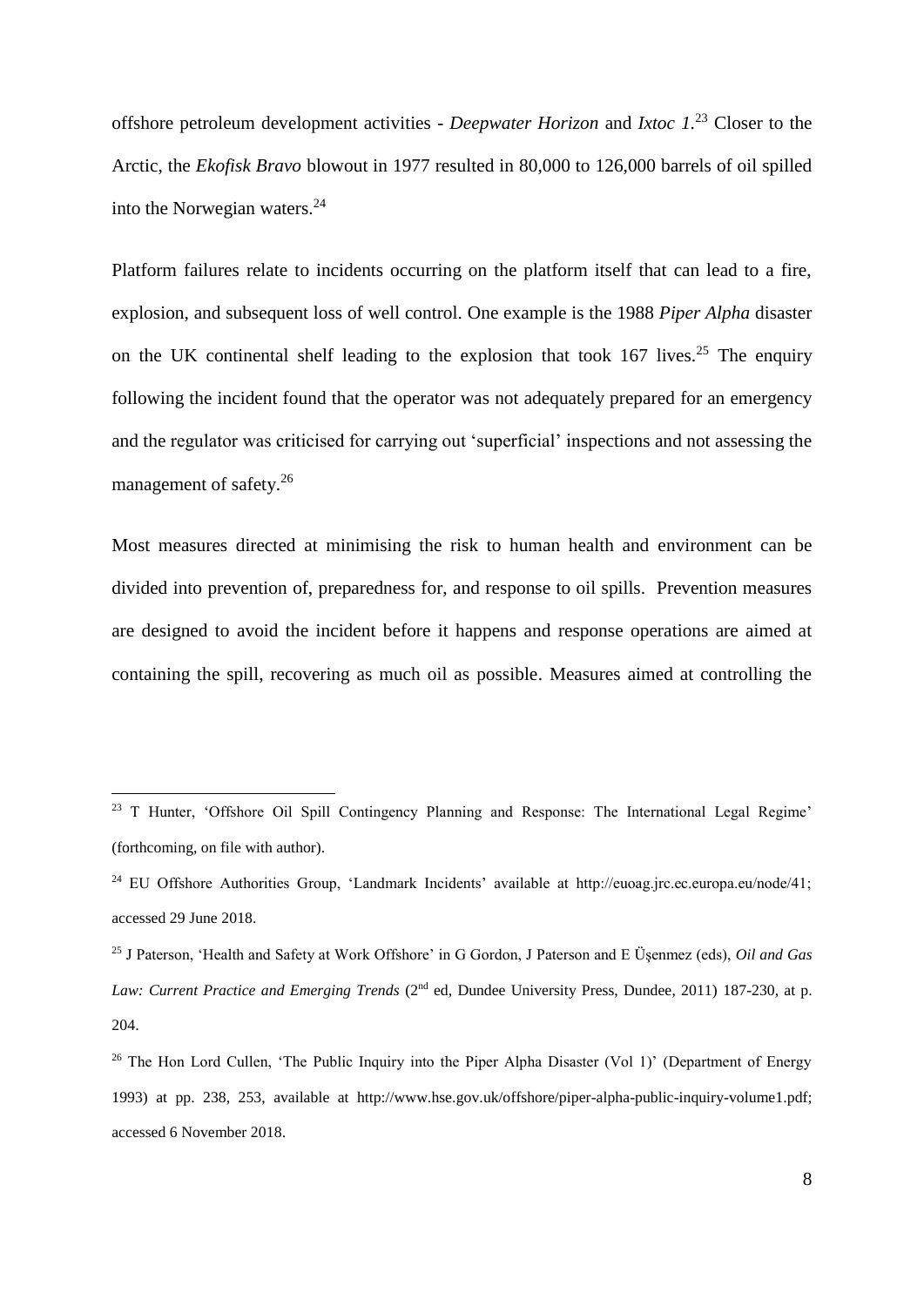offshore petroleum development activities - *Deepwater Horizon* and *Ixtoc 1*.[23] Closer to the Arctic, the *Ekofisk Bravo* blowout in 1977 resulted in 80,000 to 126,000 barrels of oil spilled into the Norwegian waters.[24]

Platform failures relate to incidents occurring on the platform itself that can lead to a fire, explosion, and subsequent loss of well control. One example is the 1988 *Piper Alpha* disaster on the UK continental shelf leading to the explosion that took 167 lives.[25] The enquiry following the incident found that the operator was not adequately prepared for an emergency and the regulator was criticised for carrying out 'superficial' inspections and not assessing the management of safety.[26]

Most measures directed at minimising the risk to human health and environment can be divided into prevention of, preparedness for, and response to oil spills. Prevention measures are designed to avoid the incident before it happens and response operations are aimed at containing the spill, recovering as much oil as possible. Measures aimed at controlling the

---

[23] T Hunter, 'Offshore Oil Spill Contingency Planning and Response: The International Legal Regime' (forthcoming, on file with author).

[24] EU Offshore Authorities Group, 'Landmark Incidents' available at http://euoag.jrc.ec.europa.eu/node/41; accessed 29 June 2018.

[25] J Paterson, 'Health and Safety at Work Offshore' in G Gordon, J Paterson and E Üşenmez (eds), *Oil and Gas Law: Current Practice and Emerging Trends* (2nd ed, Dundee University Press, Dundee, 2011) 187-230, at p. 204.

[26] The Hon Lord Cullen, 'The Public Inquiry into the Piper Alpha Disaster (Vol 1)' (Department of Energy 1993) at pp. 238, 253, available at http://www.hse.gov.uk/offshore/piper-alpha-public-inquiry-volume1.pdf; accessed 6 November 2018.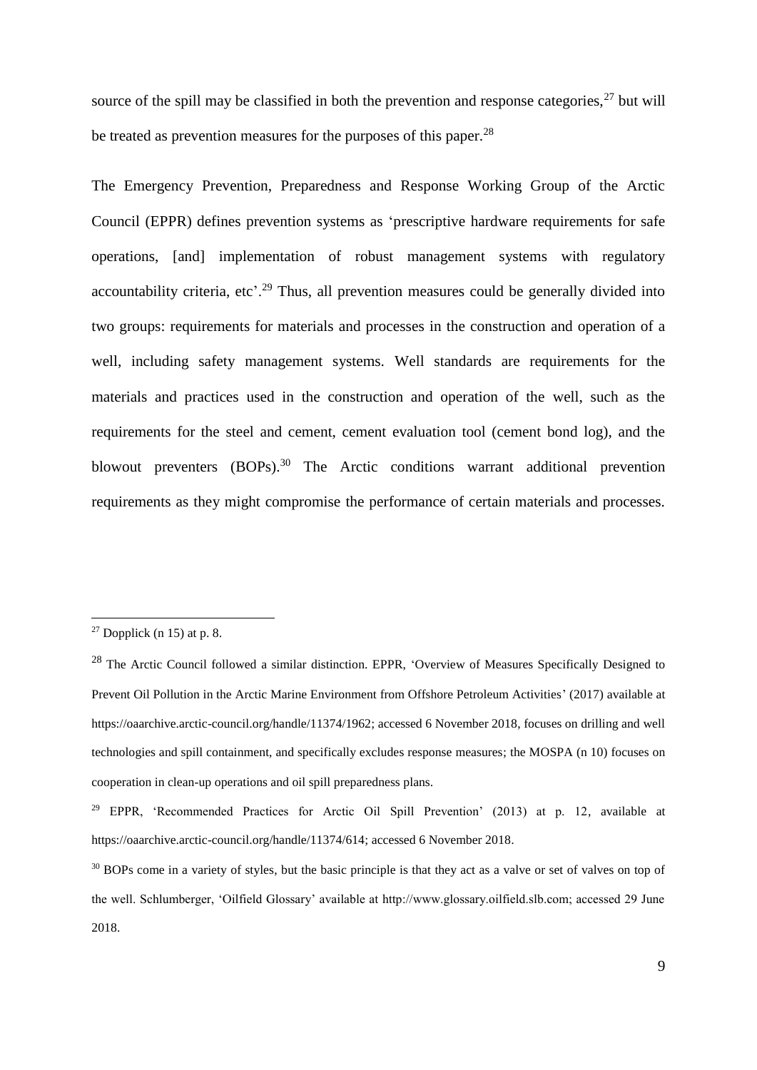source of the spill may be classified in both the prevention and response categories,[27] but will be treated as prevention measures for the purposes of this paper.[28]

The Emergency Prevention, Preparedness and Response Working Group of the Arctic Council (EPPR) defines prevention systems as 'prescriptive hardware requirements for safe operations, [and] implementation of robust management systems with regulatory accountability criteria, etc'.[29] Thus, all prevention measures could be generally divided into two groups: requirements for materials and processes in the construction and operation of a well, including safety management systems. Well standards are requirements for the materials and practices used in the construction and operation of the well, such as the requirements for the steel and cement, cement evaluation tool (cement bond log), and the blowout preventers (BOPs).[30] The Arctic conditions warrant additional prevention requirements as they might compromise the performance of certain materials and processes.

---

[27] Dopplick (n 15) at p. 8.

[28] The Arctic Council followed a similar distinction. EPPR, 'Overview of Measures Specifically Designed to Prevent Oil Pollution in the Arctic Marine Environment from Offshore Petroleum Activities' (2017) available at https://oaarchive.arctic-council.org/handle/11374/1962; accessed 6 November 2018, focuses on drilling and well technologies and spill containment, and specifically excludes response measures; the MOSPA (n 10) focuses on cooperation in clean-up operations and oil spill preparedness plans.

[29] EPPR, 'Recommended Practices for Arctic Oil Spill Prevention' (2013) at p. 12, available at https://oaarchive.arctic-council.org/handle/11374/614; accessed 6 November 2018.

[30] BOPs come in a variety of styles, but the basic principle is that they act as a valve or set of valves on top of the well. Schlumberger, 'Oilfield Glossary' available at http://www.glossary.oilfield.slb.com; accessed 29 June 2018.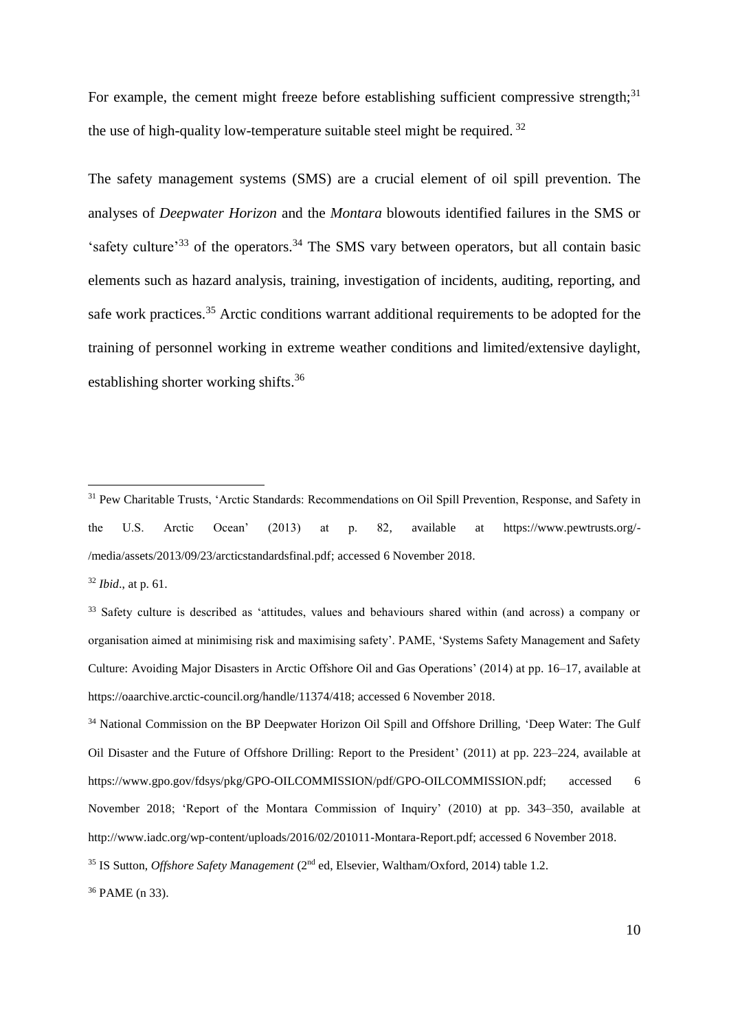For example, the cement might freeze before establishing sufficient compressive strength;[31] the use of high-quality low-temperature suitable steel might be required. [32]

The safety management systems (SMS) are a crucial element of oil spill prevention. The analyses of *Deepwater Horizon* and the *Montara* blowouts identified failures in the SMS or 'safety culture'[33] of the operators.[34] The SMS vary between operators, but all contain basic elements such as hazard analysis, training, investigation of incidents, auditing, reporting, and safe work practices.[35] Arctic conditions warrant additional requirements to be adopted for the training of personnel working in extreme weather conditions and limited/extensive daylight, establishing shorter working shifts.[36]

---

[31] Pew Charitable Trusts, 'Arctic Standards: Recommendations on Oil Spill Prevention, Response, and Safety in the U.S. Arctic Ocean' (2013) at p. 82, available at https://www.pewtrusts.org/-/media/assets/2013/09/23/arcticstandardsfinal.pdf; accessed 6 November 2018.

[32] *Ibid*., at p. 61.

[33] Safety culture is described as 'attitudes, values and behaviours shared within (and across) a company or organisation aimed at minimising risk and maximising safety'. PAME, 'Systems Safety Management and Safety Culture: Avoiding Major Disasters in Arctic Offshore Oil and Gas Operations' (2014) at pp. 16–17, available at https://oaarchive.arctic-council.org/handle/11374/418; accessed 6 November 2018.

[34] National Commission on the BP Deepwater Horizon Oil Spill and Offshore Drilling, 'Deep Water: The Gulf Oil Disaster and the Future of Offshore Drilling: Report to the President' (2011) at pp. 223–224, available at https://www.gpo.gov/fdsys/pkg/GPO-OILCOMMISSION/pdf/GPO-OILCOMMISSION.pdf; accessed 6 November 2018; 'Report of the Montara Commission of Inquiry' (2010) at pp. 343–350, available at http://www.iadc.org/wp-content/uploads/2016/02/201011-Montara-Report.pdf; accessed 6 November 2018.

[35] IS Sutton, *Offshore Safety Management* (2nd ed, Elsevier, Waltham/Oxford, 2014) table 1.2.

[36] PAME (n 33).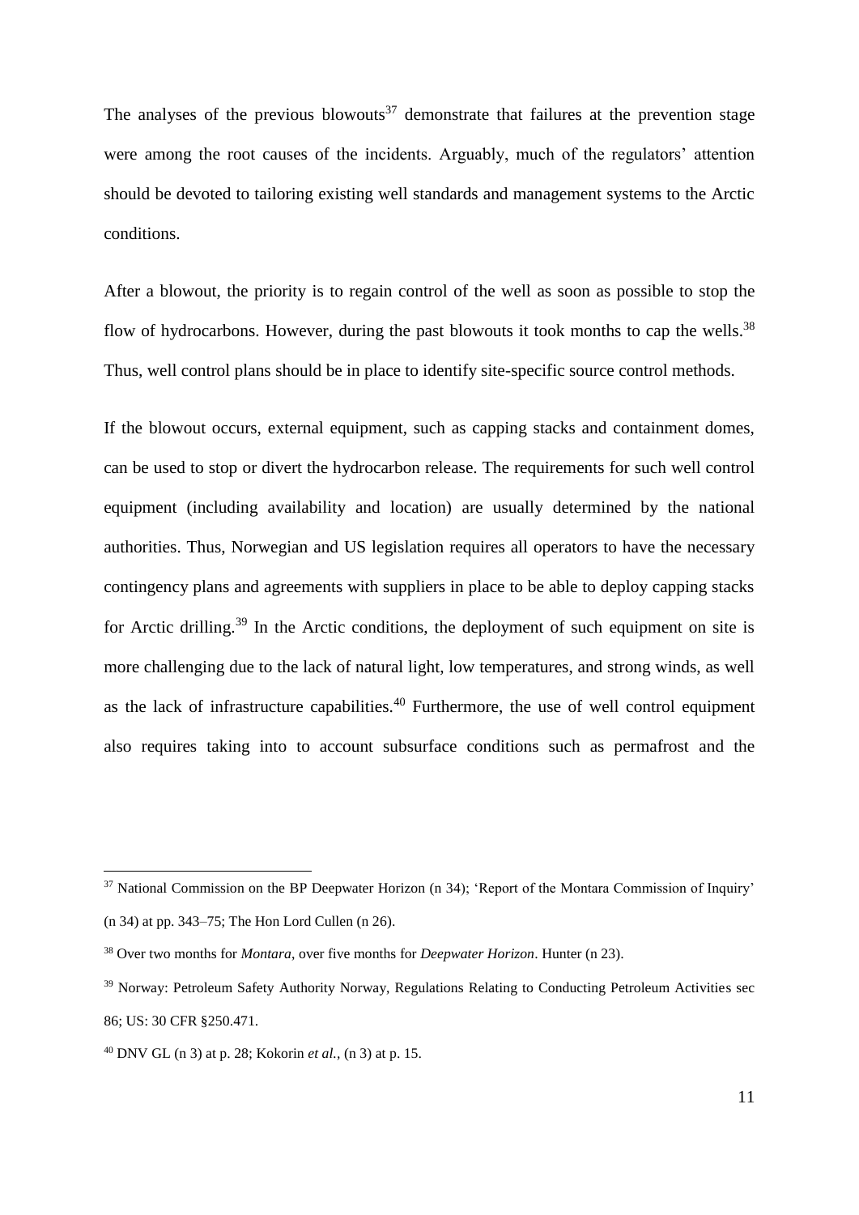The analyses of the previous blowouts[37] demonstrate that failures at the prevention stage were among the root causes of the incidents. Arguably, much of the regulators' attention should be devoted to tailoring existing well standards and management systems to the Arctic conditions.

After a blowout, the priority is to regain control of the well as soon as possible to stop the flow of hydrocarbons. However, during the past blowouts it took months to cap the wells.[38] Thus, well control plans should be in place to identify site-specific source control methods.

If the blowout occurs, external equipment, such as capping stacks and containment domes, can be used to stop or divert the hydrocarbon release. The requirements for such well control equipment (including availability and location) are usually determined by the national authorities. Thus, Norwegian and US legislation requires all operators to have the necessary contingency plans and agreements with suppliers in place to be able to deploy capping stacks for Arctic drilling.[39] In the Arctic conditions, the deployment of such equipment on site is more challenging due to the lack of natural light, low temperatures, and strong winds, as well as the lack of infrastructure capabilities.[40] Furthermore, the use of well control equipment also requires taking into to account subsurface conditions such as permafrost and the

---

[37] National Commission on the BP Deepwater Horizon (n 34); 'Report of the Montara Commission of Inquiry' (n 34) at pp. 343–75; The Hon Lord Cullen (n 26).

[38] Over two months for *Montara*, over five months for *Deepwater Horizon*. Hunter (n 23).

[39] Norway: Petroleum Safety Authority Norway, Regulations Relating to Conducting Petroleum Activities sec 86; US: 30 CFR §250.471.

[40] DNV GL (n 3) at p. 28; Kokorin *et al.*, (n 3) at p. 15.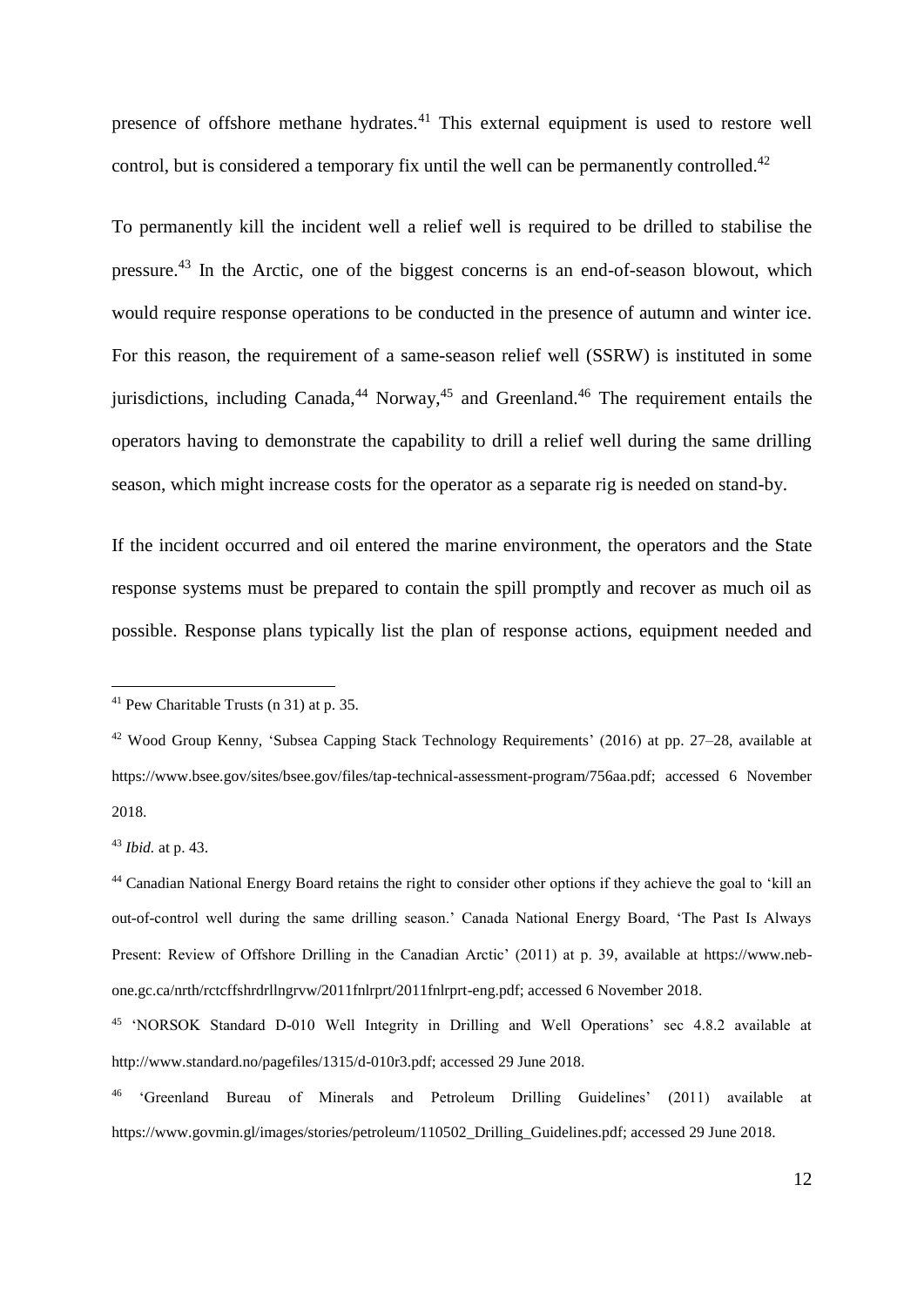presence of offshore methane hydrates.[41] This external equipment is used to restore well control, but is considered a temporary fix until the well can be permanently controlled.[42]

To permanently kill the incident well a relief well is required to be drilled to stabilise the pressure.[43] In the Arctic, one of the biggest concerns is an end-of-season blowout, which would require response operations to be conducted in the presence of autumn and winter ice. For this reason, the requirement of a same-season relief well (SSRW) is instituted in some jurisdictions, including Canada,[44] Norway,[45] and Greenland.[46] The requirement entails the operators having to demonstrate the capability to drill a relief well during the same drilling season, which might increase costs for the operator as a separate rig is needed on stand-by.

If the incident occurred and oil entered the marine environment, the operators and the State response systems must be prepared to contain the spill promptly and recover as much oil as possible. Response plans typically list the plan of response actions, equipment needed and

---

[41] Pew Charitable Trusts (n 31) at p. 35.

[42] Wood Group Kenny, 'Subsea Capping Stack Technology Requirements' (2016) at pp. 27–28, available at https://www.bsee.gov/sites/bsee.gov/files/tap-technical-assessment-program/756aa.pdf; accessed 6 November 2018.

[43] *Ibid.* at p. 43.

[44] Canadian National Energy Board retains the right to consider other options if they achieve the goal to 'kill an out-of-control well during the same drilling season.' Canada National Energy Board, 'The Past Is Always Present: Review of Offshore Drilling in the Canadian Arctic' (2011) at p. 39, available at https://www.neb-one.gc.ca/nrth/rctcffshrdrllngrvw/2011fnlrprt/2011fnlrprt-eng.pdf; accessed 6 November 2018.

[45] 'NORSOK Standard D-010 Well Integrity in Drilling and Well Operations' sec 4.8.2 available at http://www.standard.no/pagefiles/1315/d-010r3.pdf; accessed 29 June 2018.

[46] 'Greenland Bureau of Minerals and Petroleum Drilling Guidelines' (2011) available at https://www.govmin.gl/images/stories/petroleum/110502_Drilling_Guidelines.pdf; accessed 29 June 2018.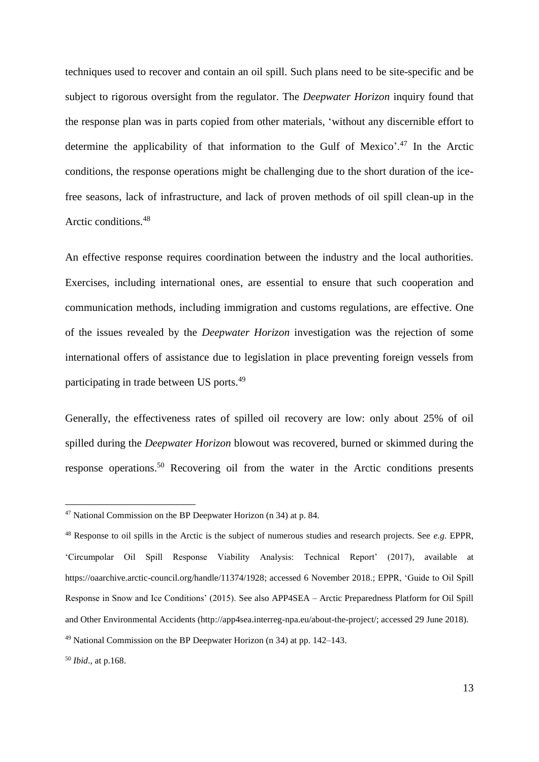techniques used to recover and contain an oil spill. Such plans need to be site-specific and be subject to rigorous oversight from the regulator. The *Deepwater Horizon* inquiry found that the response plan was in parts copied from other materials, 'without any discernible effort to determine the applicability of that information to the Gulf of Mexico'.[47] In the Arctic conditions, the response operations might be challenging due to the short duration of the ice-free seasons, lack of infrastructure, and lack of proven methods of oil spill clean-up in the Arctic conditions.[48]

An effective response requires coordination between the industry and the local authorities. Exercises, including international ones, are essential to ensure that such cooperation and communication methods, including immigration and customs regulations, are effective. One of the issues revealed by the *Deepwater Horizon* investigation was the rejection of some international offers of assistance due to legislation in place preventing foreign vessels from participating in trade between US ports.[49]

Generally, the effectiveness rates of spilled oil recovery are low: only about 25% of oil spilled during the *Deepwater Horizon* blowout was recovered, burned or skimmed during the response operations.[50] Recovering oil from the water in the Arctic conditions presents

---

[47] National Commission on the BP Deepwater Horizon (n 34) at p. 84.

[48] Response to oil spills in the Arctic is the subject of numerous studies and research projects. See *e.g.* EPPR, 'Circumpolar Oil Spill Response Viability Analysis: Technical Report' (2017), available at https://oaarchive.arctic-council.org/handle/11374/1928; accessed 6 November 2018.; EPPR, 'Guide to Oil Spill Response in Snow and Ice Conditions' (2015). See also APP4SEA – Arctic Preparedness Platform for Oil Spill and Other Environmental Accidents (http://app4sea.interreg-npa.eu/about-the-project/; accessed 29 June 2018).

[49] National Commission on the BP Deepwater Horizon (n 34) at pp. 142–143.

[50] *Ibid*., at p.168.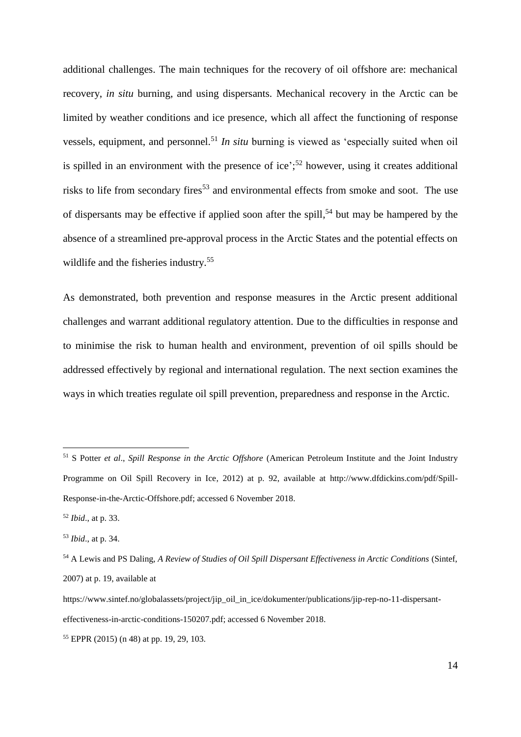additional challenges. The main techniques for the recovery of oil offshore are: mechanical recovery, *in situ* burning, and using dispersants. Mechanical recovery in the Arctic can be limited by weather conditions and ice presence, which all affect the functioning of response vessels, equipment, and personnel.[51] *In situ* burning is viewed as 'especially suited when oil is spilled in an environment with the presence of ice';[52] however, using it creates additional risks to life from secondary fires[53] and environmental effects from smoke and soot. The use of dispersants may be effective if applied soon after the spill,[54] but may be hampered by the absence of a streamlined pre-approval process in the Arctic States and the potential effects on wildlife and the fisheries industry.[55]

As demonstrated, both prevention and response measures in the Arctic present additional challenges and warrant additional regulatory attention. Due to the difficulties in response and to minimise the risk to human health and environment, prevention of oil spills should be addressed effectively by regional and international regulation. The next section examines the ways in which treaties regulate oil spill prevention, preparedness and response in the Arctic.

---

[51] S Potter *et al*., *Spill Response in the Arctic Offshore* (American Petroleum Institute and the Joint Industry Programme on Oil Spill Recovery in Ice, 2012) at p. 92, available at http://www.dfdickins.com/pdf/Spill-Response-in-the-Arctic-Offshore.pdf; accessed 6 November 2018.

[52] *Ibid*., at p. 33.

[53] *Ibid*., at p. 34.

[54] A Lewis and PS Daling, *A Review of Studies of Oil Spill Dispersant Effectiveness in Arctic Conditions* (Sintef, 2007) at p. 19, available at https://www.sintef.no/globalassets/project/jip_oil_in_ice/dokumenter/publications/jip-rep-no-11-dispersant-effectiveness-in-arctic-conditions-150207.pdf; accessed 6 November 2018.

[55] EPPR (2015) (n 48) at pp. 19, 29, 103.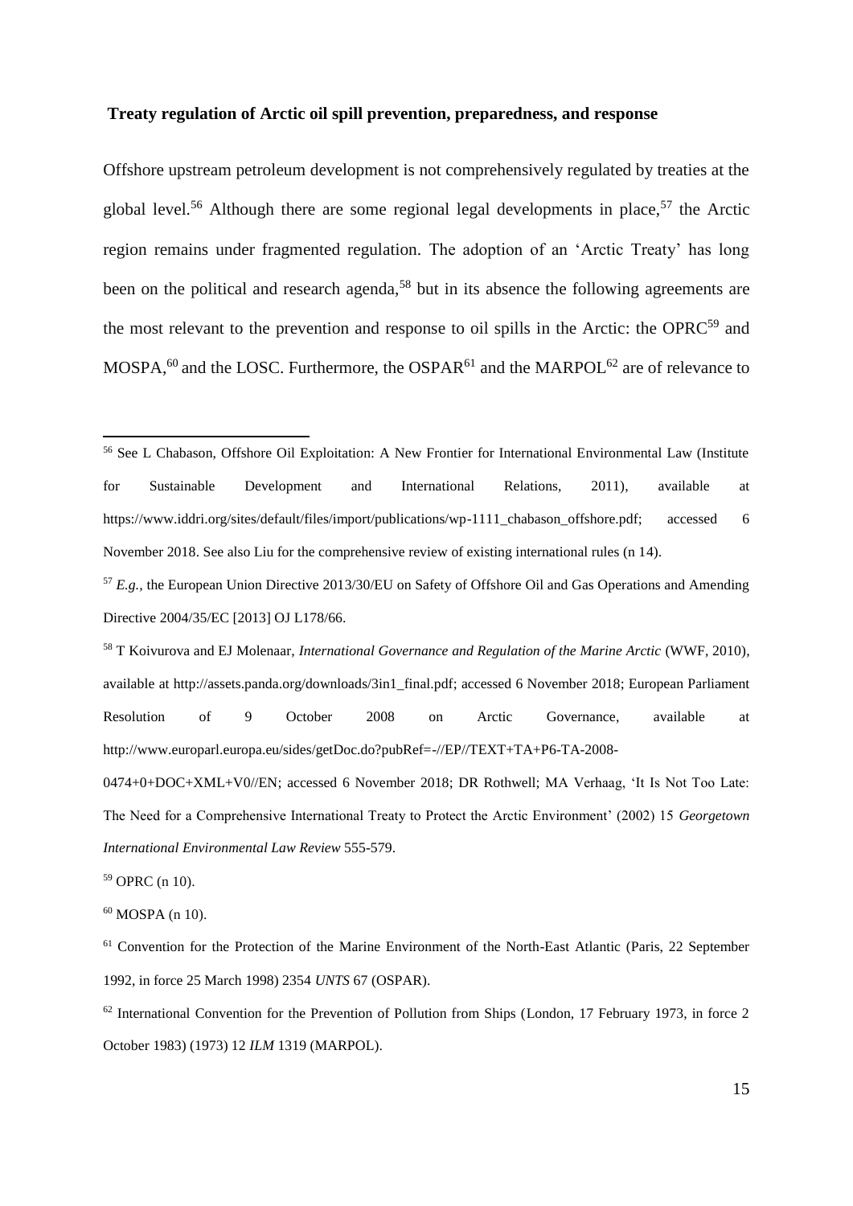### Treaty regulation of Arctic oil spill prevention, preparedness, and response

Offshore upstream petroleum development is not comprehensively regulated by treaties at the global level.[56] Although there are some regional legal developments in place,[57] the Arctic region remains under fragmented regulation. The adoption of an 'Arctic Treaty' has long been on the political and research agenda,[58] but in its absence the following agreements are the most relevant to the prevention and response to oil spills in the Arctic: the OPRC[59] and MOSPA,[60] and the LOSC. Furthermore, the OSPAR[61] and the MARPOL[62] are of relevance to

---

[56] See L Chabason, Offshore Oil Exploitation: A New Frontier for International Environmental Law (Institute for Sustainable Development and International Relations, 2011), available at https://www.iddri.org/sites/default/files/import/publications/wp-1111_chabason_offshore.pdf; accessed 6 November 2018. See also Liu for the comprehensive review of existing international rules (n 14).

[57] *E.g.*, the European Union Directive 2013/30/EU on Safety of Offshore Oil and Gas Operations and Amending Directive 2004/35/EC [2013] OJ L178/66.

[58] T Koivurova and EJ Molenaar, *International Governance and Regulation of the Marine Arctic* (WWF, 2010), available at http://assets.panda.org/downloads/3in1_final.pdf; accessed 6 November 2018; European Parliament Resolution of 9 October 2008 on Arctic Governance, available at http://www.europarl.europa.eu/sides/getDoc.do?pubRef=-//EP//TEXT+TA+P6-TA-2008-0474+0+DOC+XML+V0//EN; accessed 6 November 2018; DR Rothwell; MA Verhaag, 'It Is Not Too Late: The Need for a Comprehensive International Treaty to Protect the Arctic Environment' (2002) 15 *Georgetown International Environmental Law Review* 555-579.

[59] OPRC (n 10).

[60] MOSPA (n 10).

[61] Convention for the Protection of the Marine Environment of the North-East Atlantic (Paris, 22 September 1992, in force 25 March 1998) 2354 *UNTS* 67 (OSPAR).

[62] International Convention for the Prevention of Pollution from Ships (London, 17 February 1973, in force 2 October 1983) (1973) 12 *ILM* 1319 (MARPOL).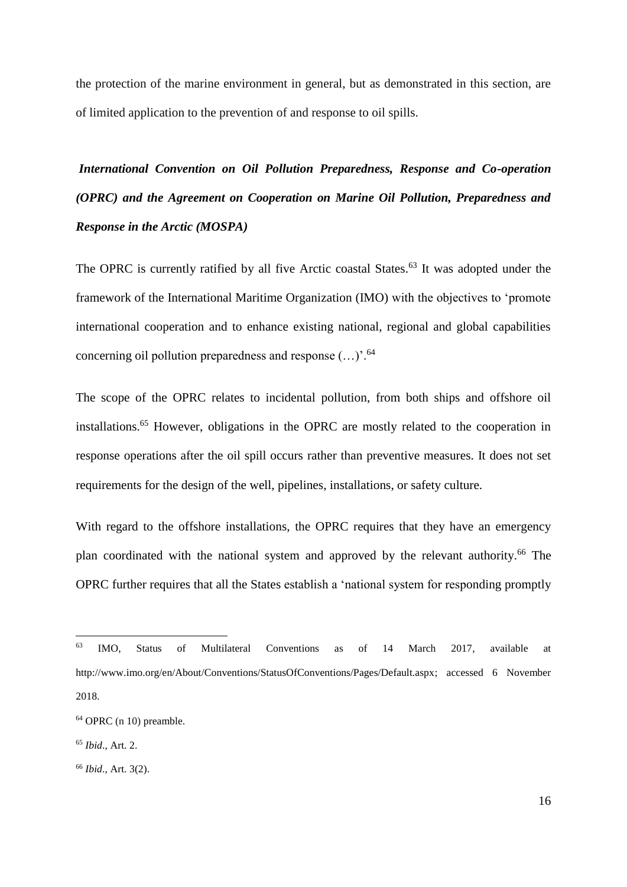the protection of the marine environment in general, but as demonstrated in this section, are of limited application to the prevention of and response to oil spills.

### *International Convention on Oil Pollution Preparedness, Response and Co-operation (OPRC) and the Agreement on Cooperation on Marine Oil Pollution, Preparedness and Response in the Arctic (MOSPA)*

The OPRC is currently ratified by all five Arctic coastal States.[63] It was adopted under the framework of the International Maritime Organization (IMO) with the objectives to 'promote international cooperation and to enhance existing national, regional and global capabilities concerning oil pollution preparedness and response (…)'.[64]

The scope of the OPRC relates to incidental pollution, from both ships and offshore oil installations.[65] However, obligations in the OPRC are mostly related to the cooperation in response operations after the oil spill occurs rather than preventive measures. It does not set requirements for the design of the well, pipelines, installations, or safety culture.

With regard to the offshore installations, the OPRC requires that they have an emergency plan coordinated with the national system and approved by the relevant authority.[66] The OPRC further requires that all the States establish a 'national system for responding promptly

---

[63] IMO, Status of Multilateral Conventions as of 14 March 2017, available at http://www.imo.org/en/About/Conventions/StatusOfConventions/Pages/Default.aspx; accessed 6 November 2018.

[64] OPRC (n 10) preamble.

[65] *Ibid*., Art. 2.

[66] *Ibid*., Art. 3(2).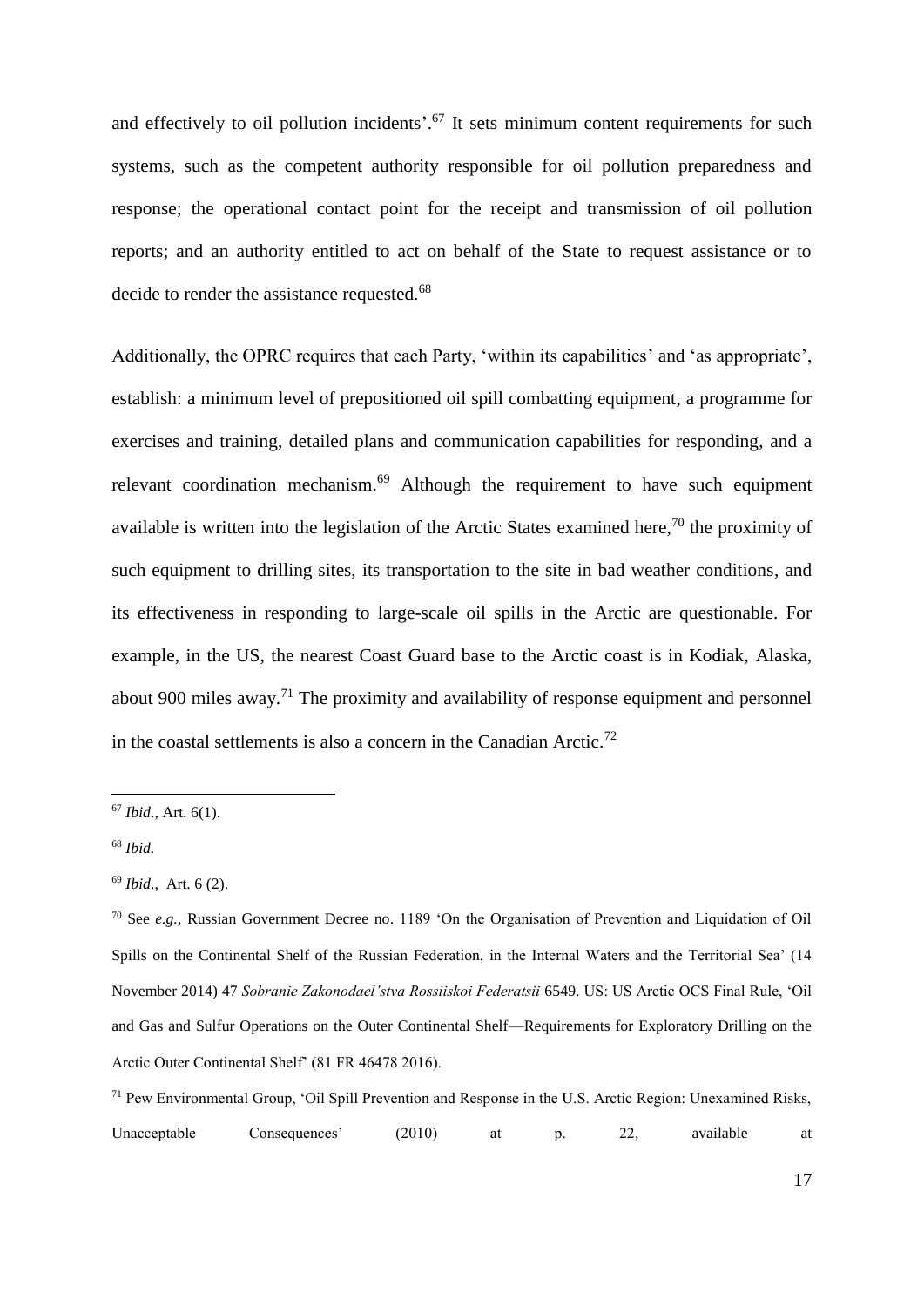and effectively to oil pollution incidents'.[67] It sets minimum content requirements for such systems, such as the competent authority responsible for oil pollution preparedness and response; the operational contact point for the receipt and transmission of oil pollution reports; and an authority entitled to act on behalf of the State to request assistance or to decide to render the assistance requested.[68]

Additionally, the OPRC requires that each Party, 'within its capabilities' and 'as appropriate', establish: a minimum level of prepositioned oil spill combatting equipment, a programme for exercises and training, detailed plans and communication capabilities for responding, and a relevant coordination mechanism.[69] Although the requirement to have such equipment available is written into the legislation of the Arctic States examined here,[70] the proximity of such equipment to drilling sites, its transportation to the site in bad weather conditions, and its effectiveness in responding to large-scale oil spills in the Arctic are questionable. For example, in the US, the nearest Coast Guard base to the Arctic coast is in Kodiak, Alaska, about 900 miles away.[71] The proximity and availability of response equipment and personnel in the coastal settlements is also a concern in the Canadian Arctic.[72]

---

[67] *Ibid*., Art. 6(1).

[68] *Ibid.*

[69] *Ibid*., Art. 6 (2).

[70] See *e.g.,* Russian Government Decree no. 1189 'On the Organisation of Prevention and Liquidation of Oil Spills on the Continental Shelf of the Russian Federation, in the Internal Waters and the Territorial Sea' (14 November 2014) 47 *Sobranie Zakonodael'stva Rossiiskoi Federatsii* 6549. US: US Arctic OCS Final Rule, 'Oil and Gas and Sulfur Operations on the Outer Continental Shelf—Requirements for Exploratory Drilling on the Arctic Outer Continental Shelf' (81 FR 46478 2016).

[71] Pew Environmental Group, 'Oil Spill Prevention and Response in the U.S. Arctic Region: Unexamined Risks, Unacceptable Consequences' (2010) at p. 22, available at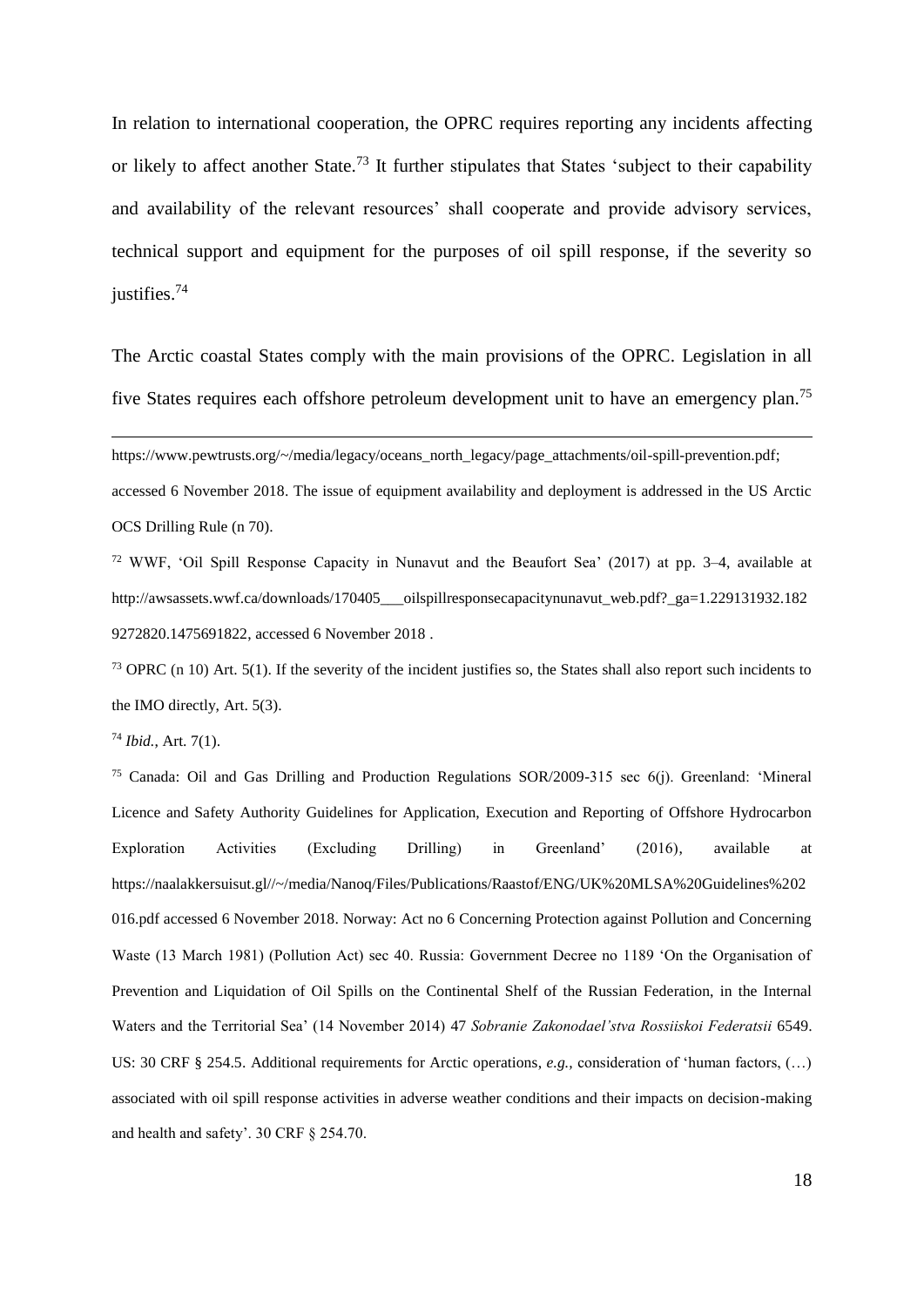In relation to international cooperation, the OPRC requires reporting any incidents affecting or likely to affect another State.[73] It further stipulates that States 'subject to their capability and availability of the relevant resources' shall cooperate and provide advisory services, technical support and equipment for the purposes of oil spill response, if the severity so justifies.[74]

The Arctic coastal States comply with the main provisions of the OPRC. Legislation in all five States requires each offshore petroleum development unit to have an emergency plan.[75]

---

https://www.pewtrusts.org/~/media/legacy/oceans_north_legacy/page_attachments/oil-spill-prevention.pdf; accessed 6 November 2018. The issue of equipment availability and deployment is addressed in the US Arctic OCS Drilling Rule (n 70).

[72] WWF, 'Oil Spill Response Capacity in Nunavut and the Beaufort Sea' (2017) at pp. 3–4, available at http://awsassets.wwf.ca/downloads/170405___oilspillresponsecapacitynunavut_web.pdf?_ga=1.229131932.1829272820.1475691822, accessed 6 November 2018 .

[73] OPRC (n 10) Art. 5(1). If the severity of the incident justifies so, the States shall also report such incidents to the IMO directly, Art. 5(3).

[74] *Ibid.*, Art. 7(1).

[75] Canada: Oil and Gas Drilling and Production Regulations SOR/2009-315 sec 6(j). Greenland: 'Mineral Licence and Safety Authority Guidelines for Application, Execution and Reporting of Offshore Hydrocarbon Exploration Activities (Excluding Drilling) in Greenland' (2016), available at https://naalakkersuisut.gl//~/media/Nanoq/Files/Publications/Raastof/ENG/UK%20MLSA%20Guidelines%202016.pdf accessed 6 November 2018. Norway: Act no 6 Concerning Protection against Pollution and Concerning Waste (13 March 1981) (Pollution Act) sec 40. Russia: Government Decree no 1189 'On the Organisation of Prevention and Liquidation of Oil Spills on the Continental Shelf of the Russian Federation, in the Internal Waters and the Territorial Sea' (14 November 2014) 47 *Sobranie Zakonodael'stva Rossiiskoi Federatsii* 6549. US: 30 CRF § 254.5. Additional requirements for Arctic operations, *e.g.*, consideration of 'human factors, (…) associated with oil spill response activities in adverse weather conditions and their impacts on decision-making and health and safety'. 30 CRF § 254.70.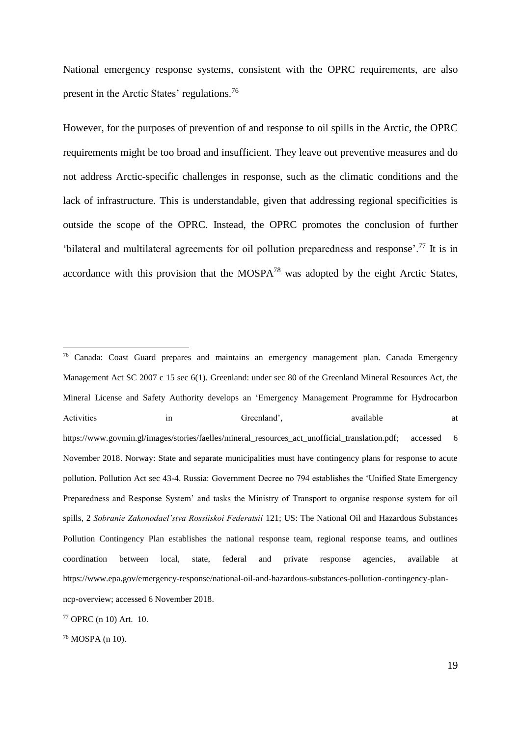National emergency response systems, consistent with the OPRC requirements, are also present in the Arctic States' regulations.[76]

However, for the purposes of prevention of and response to oil spills in the Arctic, the OPRC requirements might be too broad and insufficient. They leave out preventive measures and do not address Arctic-specific challenges in response, such as the climatic conditions and the lack of infrastructure. This is understandable, given that addressing regional specificities is outside the scope of the OPRC. Instead, the OPRC promotes the conclusion of further 'bilateral and multilateral agreements for oil pollution preparedness and response'.[77] It is in accordance with this provision that the MOSPA[78] was adopted by the eight Arctic States,

---

[76] Canada: Coast Guard prepares and maintains an emergency management plan. Canada Emergency Management Act SC 2007 c 15 sec 6(1). Greenland: under sec 80 of the Greenland Mineral Resources Act, the Mineral License and Safety Authority develops an 'Emergency Management Programme for Hydrocarbon Activities in Greenland', available at https://www.govmin.gl/images/stories/faelles/mineral_resources_act_unofficial_translation.pdf; accessed 6 November 2018. Norway: State and separate municipalities must have contingency plans for response to acute pollution. Pollution Act sec 43-4. Russia: Government Decree no 794 establishes the 'Unified State Emergency Preparedness and Response System' and tasks the Ministry of Transport to organise response system for oil spills, 2 *Sobranie Zakonodael'stva Rossiiskoi Federatsii* 121; US: The National Oil and Hazardous Substances Pollution Contingency Plan establishes the national response team, regional response teams, and outlines coordination between local, state, federal and private response agencies, available at https://www.epa.gov/emergency-response/national-oil-and-hazardous-substances-pollution-contingency-plan-ncp-overview; accessed 6 November 2018.

[77] OPRC (n 10) Art. 10.

[78] MOSPA (n 10).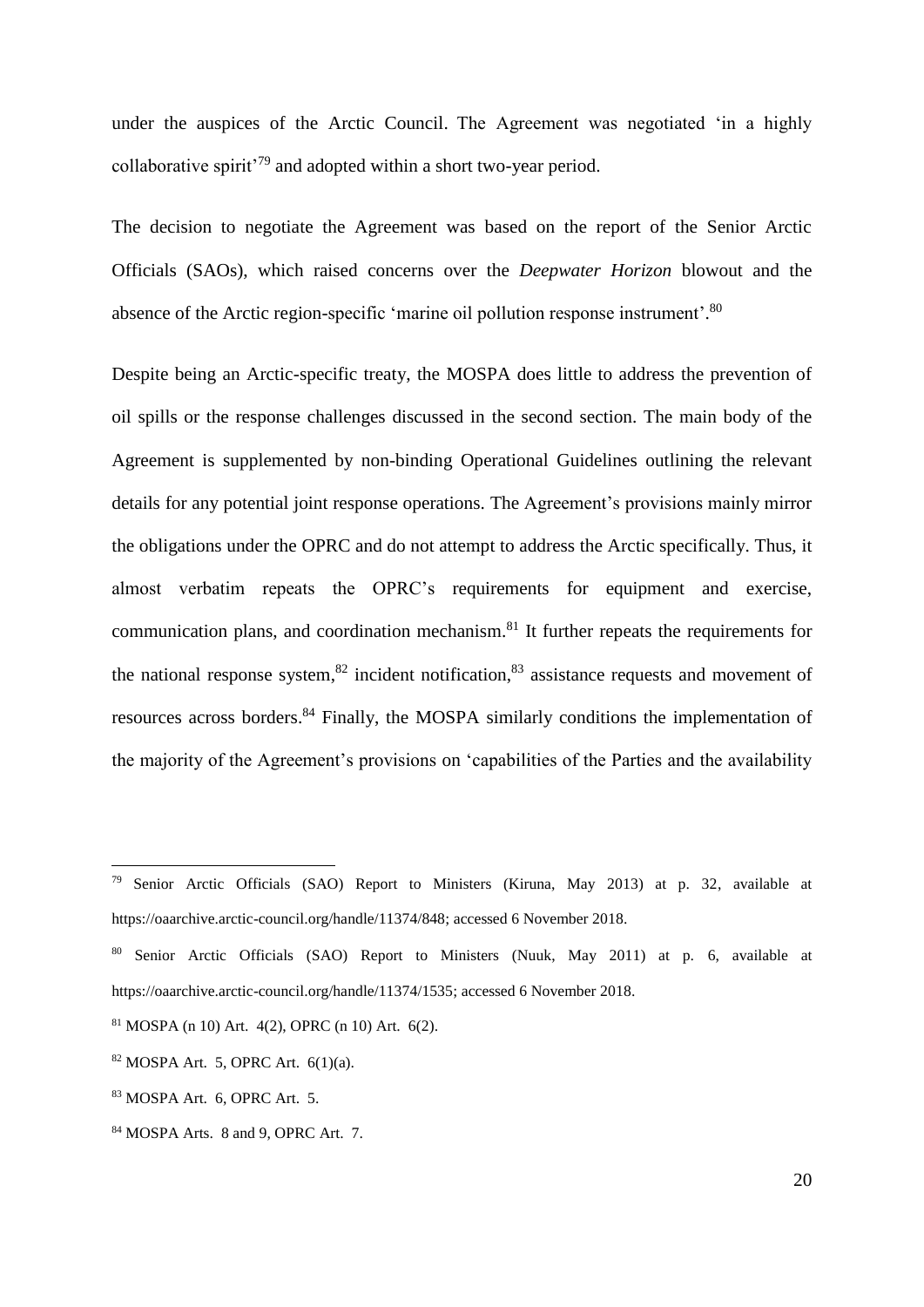under the auspices of the Arctic Council. The Agreement was negotiated 'in a highly collaborative spirit'[79] and adopted within a short two-year period.

The decision to negotiate the Agreement was based on the report of the Senior Arctic Officials (SAOs), which raised concerns over the *Deepwater Horizon* blowout and the absence of the Arctic region-specific 'marine oil pollution response instrument'.[80]

Despite being an Arctic-specific treaty, the MOSPA does little to address the prevention of oil spills or the response challenges discussed in the second section. The main body of the Agreement is supplemented by non-binding Operational Guidelines outlining the relevant details for any potential joint response operations. The Agreement's provisions mainly mirror the obligations under the OPRC and do not attempt to address the Arctic specifically. Thus, it almost verbatim repeats the OPRC's requirements for equipment and exercise, communication plans, and coordination mechanism.[81] It further repeats the requirements for the national response system,[82] incident notification,[83] assistance requests and movement of resources across borders.[84] Finally, the MOSPA similarly conditions the implementation of the majority of the Agreement's provisions on 'capabilities of the Parties and the availability

---

[79] Senior Arctic Officials (SAO) Report to Ministers (Kiruna, May 2013) at p. 32, available at https://oaarchive.arctic-council.org/handle/11374/848; accessed 6 November 2018.

[80] Senior Arctic Officials (SAO) Report to Ministers (Nuuk, May 2011) at p. 6, available at https://oaarchive.arctic-council.org/handle/11374/1535; accessed 6 November 2018.

[81] MOSPA (n 10) Art. 4(2), OPRC (n 10) Art. 6(2).

[82] MOSPA Art. 5, OPRC Art. 6(1)(a).

[83] MOSPA Art. 6, OPRC Art. 5.

[84] MOSPA Arts. 8 and 9, OPRC Art. 7.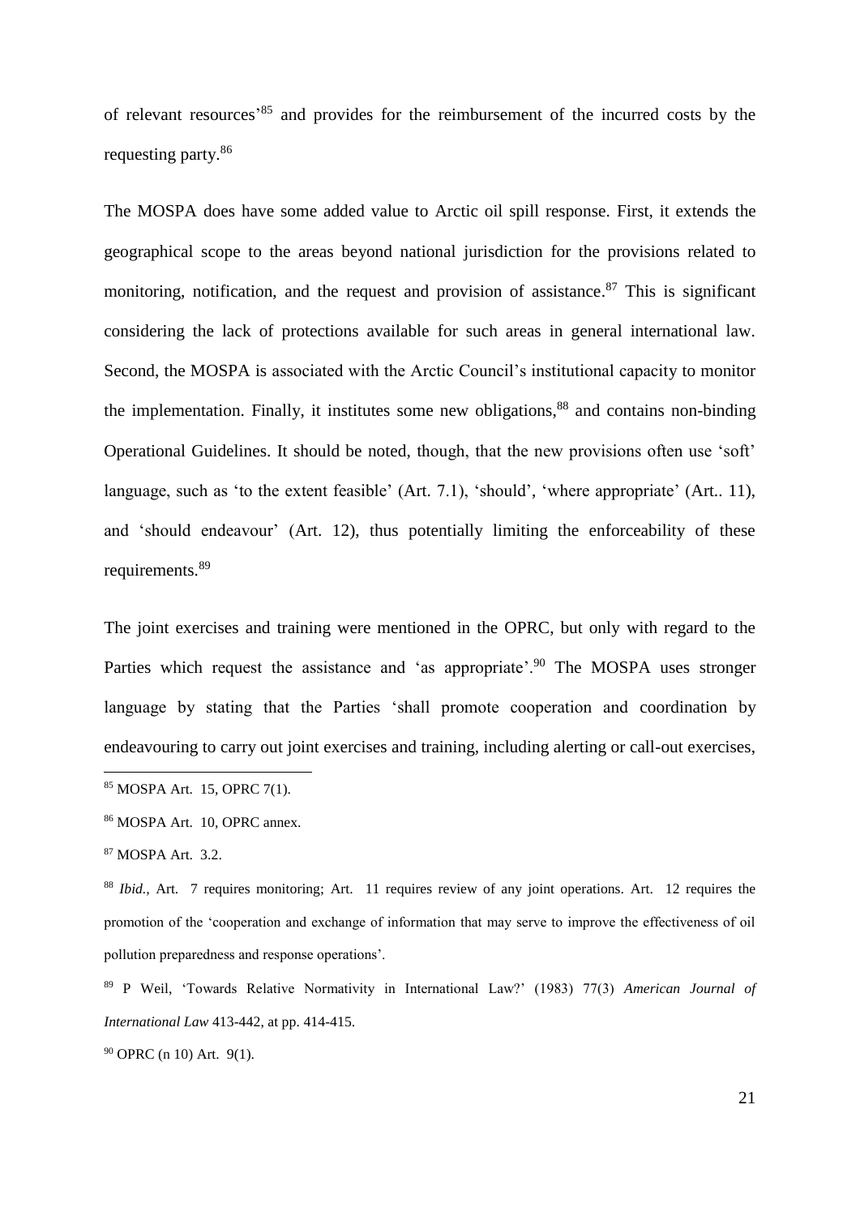of relevant resources'[85] and provides for the reimbursement of the incurred costs by the requesting party.[86]

The MOSPA does have some added value to Arctic oil spill response. First, it extends the geographical scope to the areas beyond national jurisdiction for the provisions related to monitoring, notification, and the request and provision of assistance.[87] This is significant considering the lack of protections available for such areas in general international law. Second, the MOSPA is associated with the Arctic Council's institutional capacity to monitor the implementation. Finally, it institutes some new obligations,[88] and contains non-binding Operational Guidelines. It should be noted, though, that the new provisions often use 'soft' language, such as 'to the extent feasible' (Art. 7.1), 'should', 'where appropriate' (Art.. 11), and 'should endeavour' (Art. 12), thus potentially limiting the enforceability of these requirements.[89]

The joint exercises and training were mentioned in the OPRC, but only with regard to the Parties which request the assistance and 'as appropriate'.[90] The MOSPA uses stronger language by stating that the Parties 'shall promote cooperation and coordination by endeavouring to carry out joint exercises and training, including alerting or call-out exercises,

---

[85] MOSPA Art. 15, OPRC 7(1).

[86] MOSPA Art. 10, OPRC annex.

[87] MOSPA Art. 3.2.

[88] *Ibid.*, Art. 7 requires monitoring; Art. 11 requires review of any joint operations. Art. 12 requires the promotion of the 'cooperation and exchange of information that may serve to improve the effectiveness of oil pollution preparedness and response operations'.

[89] P Weil, 'Towards Relative Normativity in International Law?' (1983) 77(3) *American Journal of International Law* 413-442, at pp. 414-415.

[90] OPRC (n 10) Art. 9(1).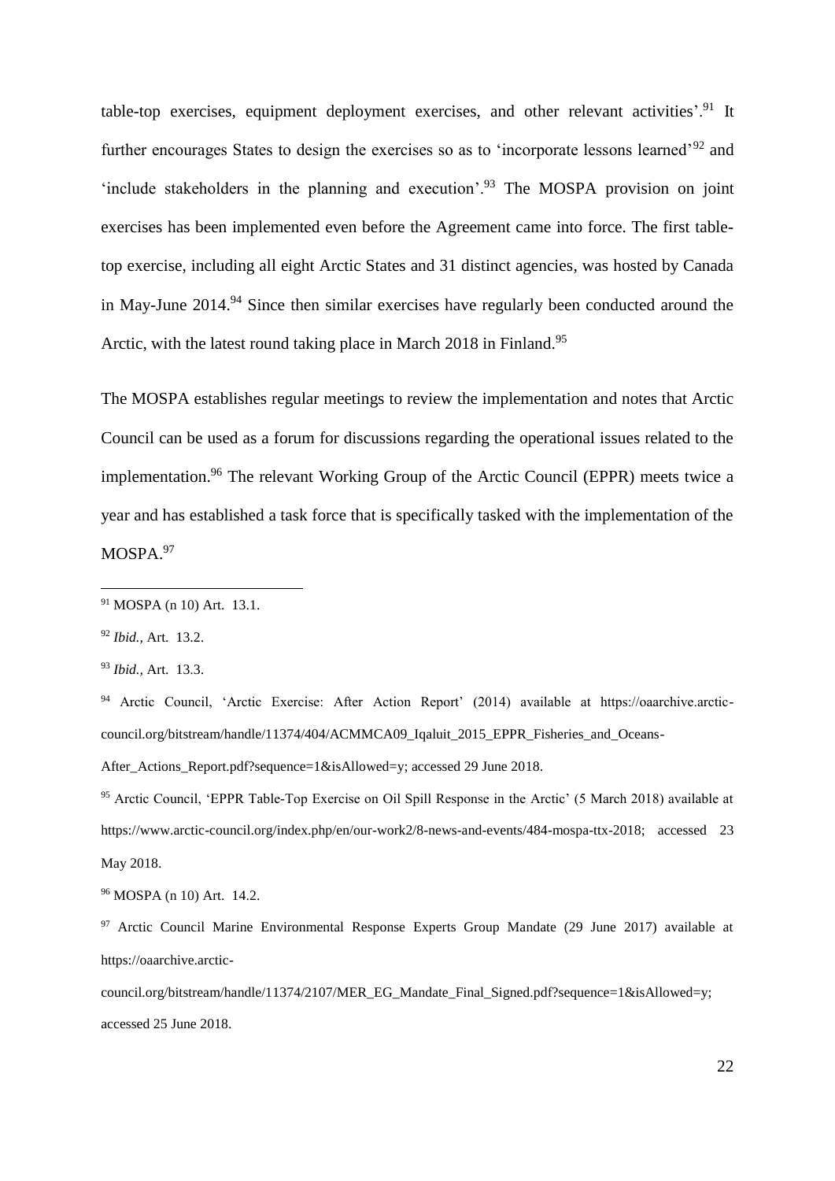table-top exercises, equipment deployment exercises, and other relevant activities'.[91] It further encourages States to design the exercises so as to 'incorporate lessons learned'[92] and 'include stakeholders in the planning and execution'.[93] The MOSPA provision on joint exercises has been implemented even before the Agreement came into force. The first table-top exercise, including all eight Arctic States and 31 distinct agencies, was hosted by Canada in May-June 2014.[94] Since then similar exercises have regularly been conducted around the Arctic, with the latest round taking place in March 2018 in Finland.[95]

The MOSPA establishes regular meetings to review the implementation and notes that Arctic Council can be used as a forum for discussions regarding the operational issues related to the implementation.[96] The relevant Working Group of the Arctic Council (EPPR) meets twice a year and has established a task force that is specifically tasked with the implementation of the MOSPA.[97]

---

[91] MOSPA (n 10) Art. 13.1.

[92] *Ibid.,* Art. 13.2.

[93] *Ibid.,* Art. 13.3.

[94] Arctic Council, 'Arctic Exercise: After Action Report' (2014) available at https://oaarchive.arctic-council.org/bitstream/handle/11374/404/ACMMCA09_Iqaluit_2015_EPPR_Fisheries_and_Oceans-After_Actions_Report.pdf?sequence=1&isAllowed=y; accessed 29 June 2018.

[95] Arctic Council, 'EPPR Table-Top Exercise on Oil Spill Response in the Arctic' (5 March 2018) available at https://www.arctic-council.org/index.php/en/our-work2/8-news-and-events/484-mospa-ttx-2018; accessed 23 May 2018.

[96] MOSPA (n 10) Art. 14.2.

[97] Arctic Council Marine Environmental Response Experts Group Mandate (29 June 2017) available at https://oaarchive.arctic-council.org/bitstream/handle/11374/2107/MER_EG_Mandate_Final_Signed.pdf?sequence=1&isAllowed=y; accessed 25 June 2018.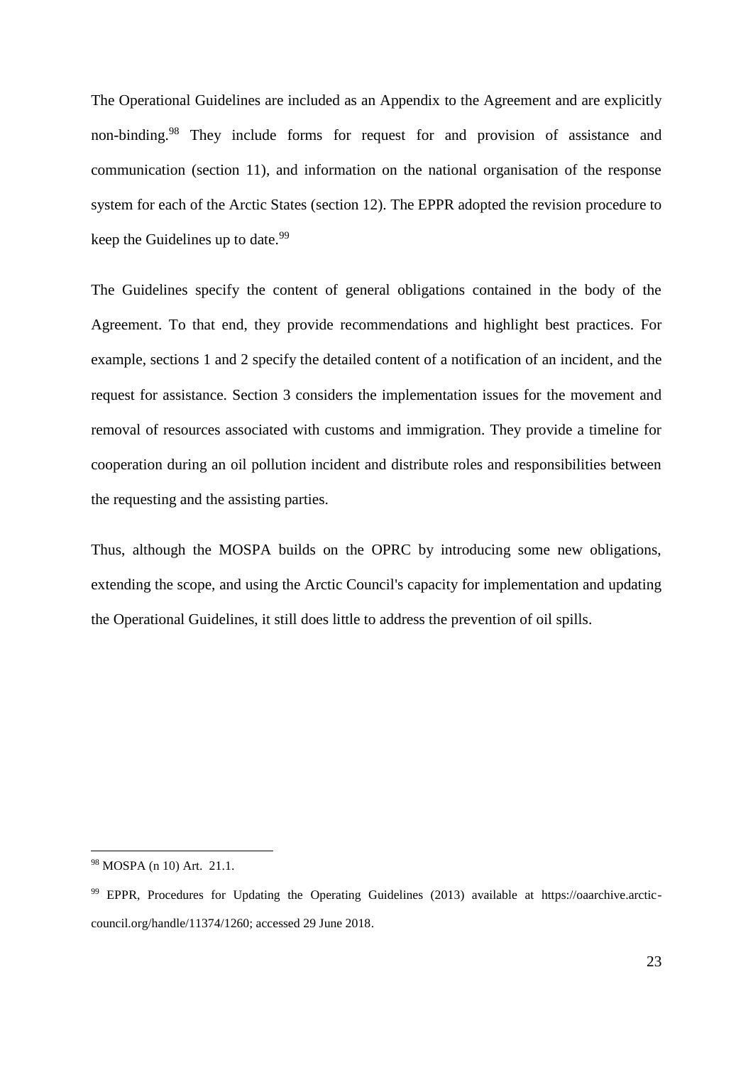The Operational Guidelines are included as an Appendix to the Agreement and are explicitly non-binding.[98] They include forms for request for and provision of assistance and communication (section 11), and information on the national organisation of the response system for each of the Arctic States (section 12). The EPPR adopted the revision procedure to keep the Guidelines up to date.[99]

The Guidelines specify the content of general obligations contained in the body of the Agreement. To that end, they provide recommendations and highlight best practices. For example, sections 1 and 2 specify the detailed content of a notification of an incident, and the request for assistance. Section 3 considers the implementation issues for the movement and removal of resources associated with customs and immigration. They provide a timeline for cooperation during an oil pollution incident and distribute roles and responsibilities between the requesting and the assisting parties.

Thus, although the MOSPA builds on the OPRC by introducing some new obligations, extending the scope, and using the Arctic Council's capacity for implementation and updating the Operational Guidelines, it still does little to address the prevention of oil spills.

---

[98] MOSPA (n 10) Art. 21.1.

[99] EPPR, Procedures for Updating the Operating Guidelines (2013) available at https://oaarchive.arctic-council.org/handle/11374/1260; accessed 29 June 2018.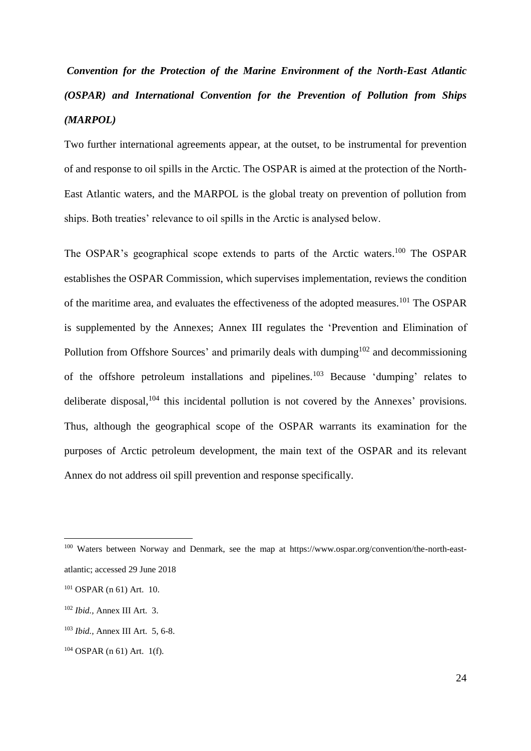***Convention for the Protection of the Marine Environment of the North-East Atlantic (OSPAR) and International Convention for the Prevention of Pollution from Ships (MARPOL)***

Two further international agreements appear, at the outset, to be instrumental for prevention of and response to oil spills in the Arctic. The OSPAR is aimed at the protection of the North-East Atlantic waters, and the MARPOL is the global treaty on prevention of pollution from ships. Both treaties' relevance to oil spills in the Arctic is analysed below.

The OSPAR's geographical scope extends to parts of the Arctic waters.[100] The OSPAR establishes the OSPAR Commission, which supervises implementation, reviews the condition of the maritime area, and evaluates the effectiveness of the adopted measures.[101] The OSPAR is supplemented by the Annexes; Annex III regulates the 'Prevention and Elimination of Pollution from Offshore Sources' and primarily deals with dumping[102] and decommissioning of the offshore petroleum installations and pipelines.[103] Because 'dumping' relates to deliberate disposal,[104] this incidental pollution is not covered by the Annexes' provisions. Thus, although the geographical scope of the OSPAR warrants its examination for the purposes of Arctic petroleum development, the main text of the OSPAR and its relevant Annex do not address oil spill prevention and response specifically.

---

[100] Waters between Norway and Denmark, see the map at https://www.ospar.org/convention/the-north-east-atlantic; accessed 29 June 2018

[101] OSPAR (n 61) Art. 10.

[102] *Ibid.,* Annex III Art. 3.

[103] *Ibid.,* Annex III Art. 5, 6-8.

[104] OSPAR (n 61) Art. 1(f).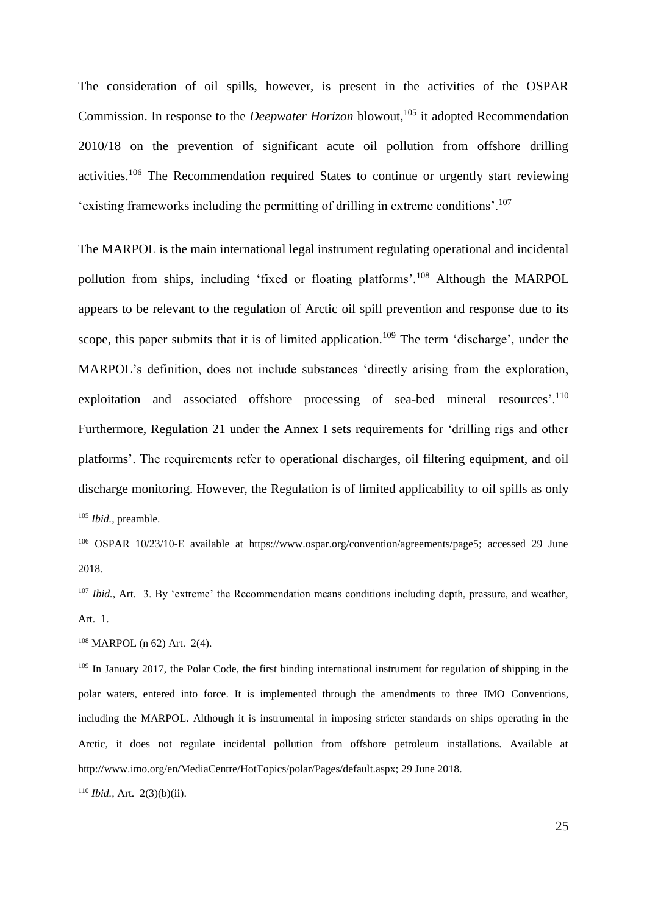The consideration of oil spills, however, is present in the activities of the OSPAR Commission. In response to the *Deepwater Horizon* blowout,[105] it adopted Recommendation 2010/18 on the prevention of significant acute oil pollution from offshore drilling activities.[106] The Recommendation required States to continue or urgently start reviewing 'existing frameworks including the permitting of drilling in extreme conditions'.[107]

The MARPOL is the main international legal instrument regulating operational and incidental pollution from ships, including 'fixed or floating platforms'.[108] Although the MARPOL appears to be relevant to the regulation of Arctic oil spill prevention and response due to its scope, this paper submits that it is of limited application.[109] The term 'discharge', under the MARPOL's definition, does not include substances 'directly arising from the exploration, exploitation and associated offshore processing of sea-bed mineral resources'.[110] Furthermore, Regulation 21 under the Annex I sets requirements for 'drilling rigs and other platforms'. The requirements refer to operational discharges, oil filtering equipment, and oil discharge monitoring. However, the Regulation is of limited applicability to oil spills as only

---

[105] *Ibid.*, preamble.

[106] OSPAR 10/23/10-E available at https://www.ospar.org/convention/agreements/page5; accessed 29 June 2018.

[107] *Ibid.*, Art. 3. By 'extreme' the Recommendation means conditions including depth, pressure, and weather, Art. 1.

[108] MARPOL (n 62) Art. 2(4).

[109] In January 2017, the Polar Code, the first binding international instrument for regulation of shipping in the polar waters, entered into force. It is implemented through the amendments to three IMO Conventions, including the MARPOL. Although it is instrumental in imposing stricter standards on ships operating in the Arctic, it does not regulate incidental pollution from offshore petroleum installations. Available at http://www.imo.org/en/MediaCentre/HotTopics/polar/Pages/default.aspx; 29 June 2018.

[110] *Ibid.*, Art. 2(3)(b)(ii).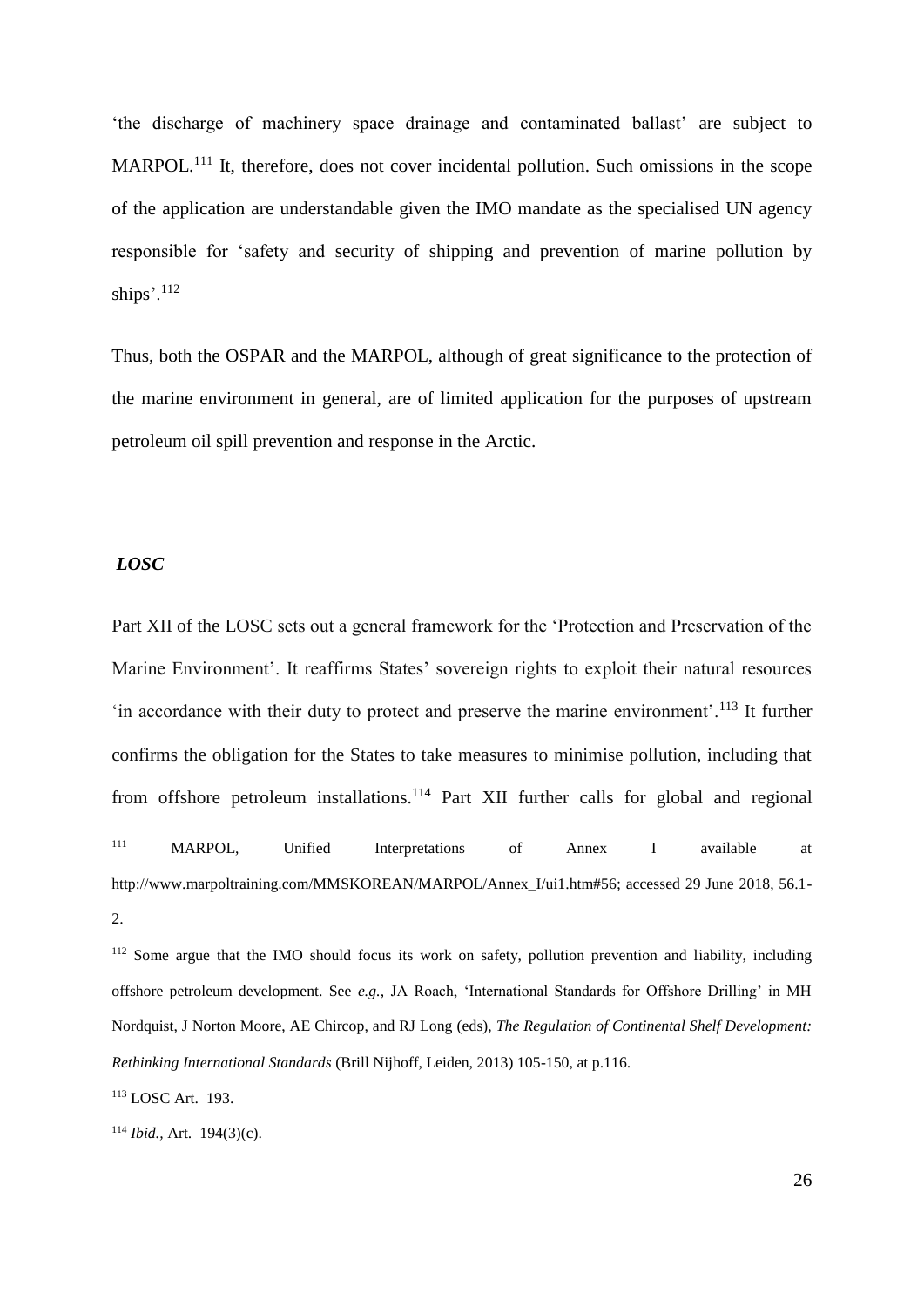'the discharge of machinery space drainage and contaminated ballast' are subject to MARPOL.[111] It, therefore, does not cover incidental pollution. Such omissions in the scope of the application are understandable given the IMO mandate as the specialised UN agency responsible for 'safety and security of shipping and prevention of marine pollution by ships'.[112]

Thus, both the OSPAR and the MARPOL, although of great significance to the protection of the marine environment in general, are of limited application for the purposes of upstream petroleum oil spill prevention and response in the Arctic.

***LOSC***

Part XII of the LOSC sets out a general framework for the 'Protection and Preservation of the Marine Environment'. It reaffirms States' sovereign rights to exploit their natural resources 'in accordance with their duty to protect and preserve the marine environment'.[113] It further confirms the obligation for the States to take measures to minimise pollution, including that from offshore petroleum installations.[114] Part XII further calls for global and regional

---

[111] MARPOL, Unified Interpretations of Annex I available at http://www.marpoltraining.com/MMSKOREAN/MARPOL/Annex_I/ui1.htm#56; accessed 29 June 2018, 56.1-2.

[112] Some argue that the IMO should focus its work on safety, pollution prevention and liability, including offshore petroleum development. See *e.g.,* JA Roach, 'International Standards for Offshore Drilling' in MH Nordquist, J Norton Moore, AE Chircop, and RJ Long (eds), *The Regulation of Continental Shelf Development: Rethinking International Standards* (Brill Nijhoff, Leiden, 2013) 105-150, at p.116.

[113] LOSC Art. 193.

[114] *Ibid.,* Art. 194(3)(c).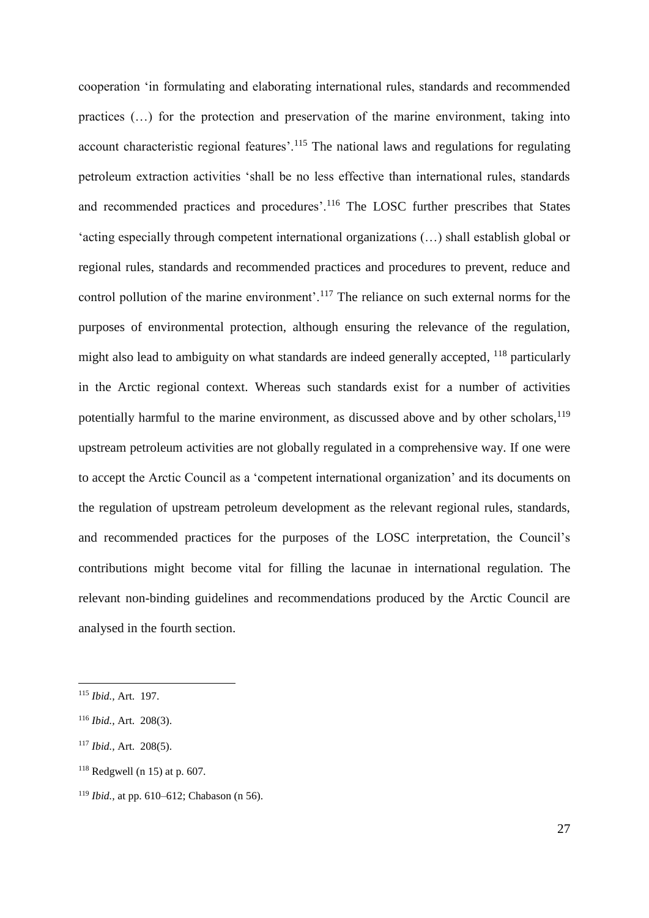cooperation 'in formulating and elaborating international rules, standards and recommended practices (…) for the protection and preservation of the marine environment, taking into account characteristic regional features'.[115] The national laws and regulations for regulating petroleum extraction activities 'shall be no less effective than international rules, standards and recommended practices and procedures'.[116] The LOSC further prescribes that States 'acting especially through competent international organizations (…) shall establish global or regional rules, standards and recommended practices and procedures to prevent, reduce and control pollution of the marine environment'.[117] The reliance on such external norms for the purposes of environmental protection, although ensuring the relevance of the regulation, might also lead to ambiguity on what standards are indeed generally accepted, [118] particularly in the Arctic regional context. Whereas such standards exist for a number of activities potentially harmful to the marine environment, as discussed above and by other scholars,[119] upstream petroleum activities are not globally regulated in a comprehensive way. If one were to accept the Arctic Council as a 'competent international organization' and its documents on the regulation of upstream petroleum development as the relevant regional rules, standards, and recommended practices for the purposes of the LOSC interpretation, the Council's contributions might become vital for filling the lacunae in international regulation. The relevant non-binding guidelines and recommendations produced by the Arctic Council are analysed in the fourth section.

---

[115] *Ibid.*, Art. 197.

[116] *Ibid.*, Art. 208(3).

[117] *Ibid.*, Art. 208(5).

[118] Redgwell (n 15) at p. 607.

[119] *Ibid.*, at pp. 610–612; Chabason (n 56).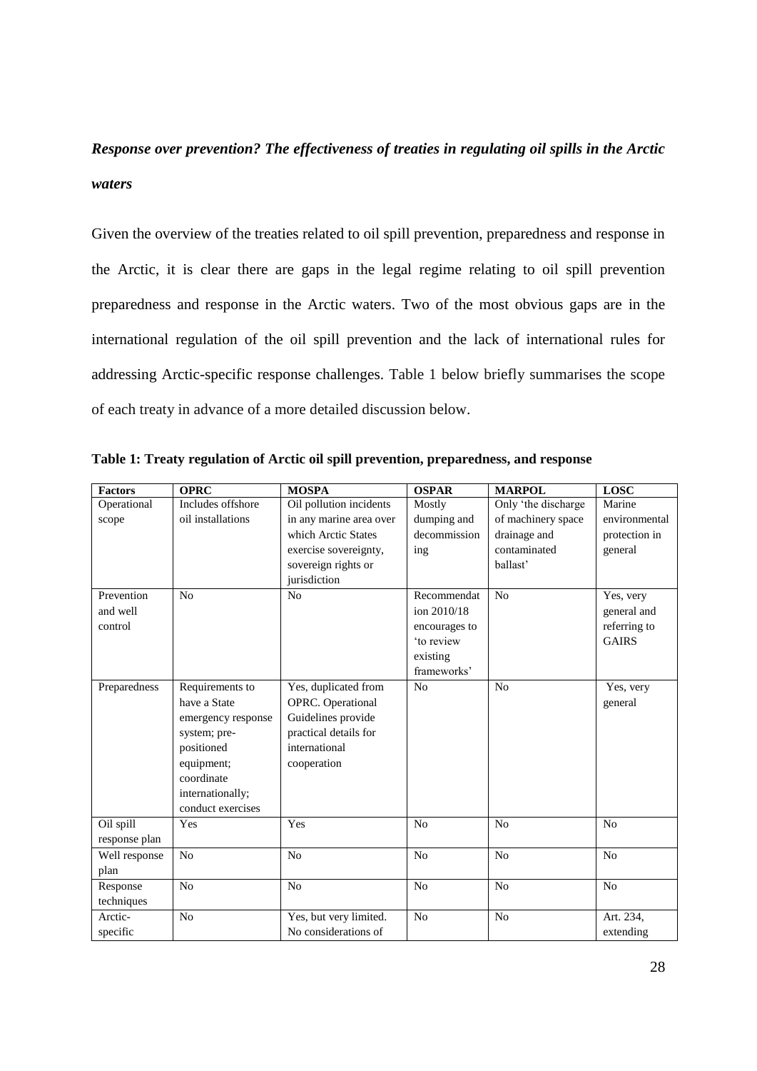***Response over prevention? The effectiveness of treaties in regulating oil spills in the Arctic waters***

Given the overview of the treaties related to oil spill prevention, preparedness and response in the Arctic, it is clear there are gaps in the legal regime relating to oil spill prevention preparedness and response in the Arctic waters. Two of the most obvious gaps are in the international regulation of the oil spill prevention and the lack of international rules for addressing Arctic-specific response challenges. Table 1 below briefly summarises the scope of each treaty in advance of a more detailed discussion below.

**Table 1: Treaty regulation of Arctic oil spill prevention, preparedness, and response**

| Factors | OPRC | MOSPA | OSPAR | MARPOL | LOSC |
|---|---|---|---|---|---|
| Operational scope | Includes offshore oil installations | Oil pollution incidents in any marine area over which Arctic States exercise sovereignty, sovereign rights or jurisdiction | Mostly dumping and decommissioning | Only 'the discharge of machinery space drainage and contaminated ballast' | Marine environmental protection in general |
| Prevention and well control | No | No | Recommendation 2010/18 encourages to 'to review existing frameworks' | No | Yes, very general and referring to GAIRS |
| Preparedness | Requirements to have a State emergency response system; pre-positioned equipment; coordinate internationally; conduct exercises | Yes, duplicated from OPRC. Operational Guidelines provide practical details for international cooperation | No | No | Yes, very general |
| Oil spill response plan | Yes | Yes | No | No | No |
| Well response plan | No | No | No | No | No |
| Response techniques | No | No | No | No | No |
| Arctic-specific | No | Yes, but very limited. No considerations of | No | No | Art. 234, extending |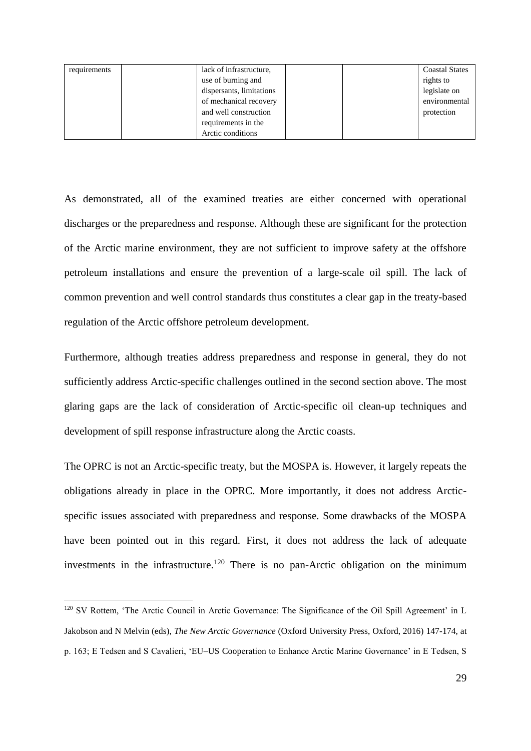| requirements | | lack of infrastructure, use of burning and dispersants, limitations of mechanical recovery and well construction requirements in the Arctic conditions | | | Coastal States rights to legislate on environmental protection |
|---|---|---|---|---|---|

As demonstrated, all of the examined treaties are either concerned with operational discharges or the preparedness and response. Although these are significant for the protection of the Arctic marine environment, they are not sufficient to improve safety at the offshore petroleum installations and ensure the prevention of a large-scale oil spill. The lack of common prevention and well control standards thus constitutes a clear gap in the treaty-based regulation of the Arctic offshore petroleum development.

Furthermore, although treaties address preparedness and response in general, they do not sufficiently address Arctic-specific challenges outlined in the second section above. The most glaring gaps are the lack of consideration of Arctic-specific oil clean-up techniques and development of spill response infrastructure along the Arctic coasts.

The OPRC is not an Arctic-specific treaty, but the MOSPA is. However, it largely repeats the obligations already in place in the OPRC. More importantly, it does not address Arctic-specific issues associated with preparedness and response. Some drawbacks of the MOSPA have been pointed out in this regard. First, it does not address the lack of adequate investments in the infrastructure.[120] There is no pan-Arctic obligation on the minimum

[120] SV Rottem, 'The Arctic Council in Arctic Governance: The Significance of the Oil Spill Agreement' in L Jakobson and N Melvin (eds), *The New Arctic Governance* (Oxford University Press, Oxford, 2016) 147-174, at p. 163; E Tedsen and S Cavalieri, 'EU–US Cooperation to Enhance Arctic Marine Governance' in E Tedsen, S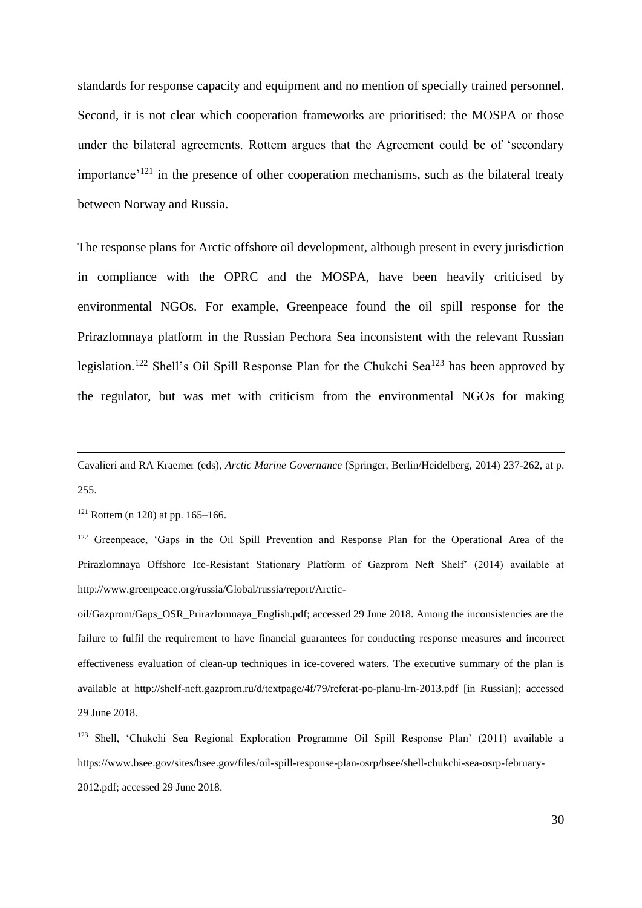standards for response capacity and equipment and no mention of specially trained personnel. Second, it is not clear which cooperation frameworks are prioritised: the MOSPA or those under the bilateral agreements. Rottem argues that the Agreement could be of 'secondary importance'[121] in the presence of other cooperation mechanisms, such as the bilateral treaty between Norway and Russia.

The response plans for Arctic offshore oil development, although present in every jurisdiction in compliance with the OPRC and the MOSPA, have been heavily criticised by environmental NGOs. For example, Greenpeace found the oil spill response for the Prirazlomnaya platform in the Russian Pechora Sea inconsistent with the relevant Russian legislation.[122] Shell's Oil Spill Response Plan for the Chukchi Sea[123] has been approved by the regulator, but was met with criticism from the environmental NGOs for making

---

Cavalieri and RA Kraemer (eds), *Arctic Marine Governance* (Springer, Berlin/Heidelberg, 2014) 237-262, at p. 255.

[121] Rottem (n 120) at pp. 165–166.

[122] Greenpeace, 'Gaps in the Oil Spill Prevention and Response Plan for the Operational Area of the Prirazlomnaya Offshore Ice-Resistant Stationary Platform of Gazprom Neft Shelf' (2014) available at http://www.greenpeace.org/russia/Global/russia/report/Arctic-oil/Gazprom/Gaps_OSR_Prirazlomnaya_English.pdf; accessed 29 June 2018. Among the inconsistencies are the failure to fulfil the requirement to have financial guarantees for conducting response measures and incorrect effectiveness evaluation of clean-up techniques in ice-covered waters. The executive summary of the plan is available at http://shelf-neft.gazprom.ru/d/textpage/4f/79/referat-po-planu-lrn-2013.pdf [in Russian]; accessed 29 June 2018.

[123] Shell, 'Chukchi Sea Regional Exploration Programme Oil Spill Response Plan' (2011) available a https://www.bsee.gov/sites/bsee.gov/files/oil-spill-response-plan-osrp/bsee/shell-chukchi-sea-osrp-february-2012.pdf; accessed 29 June 2018.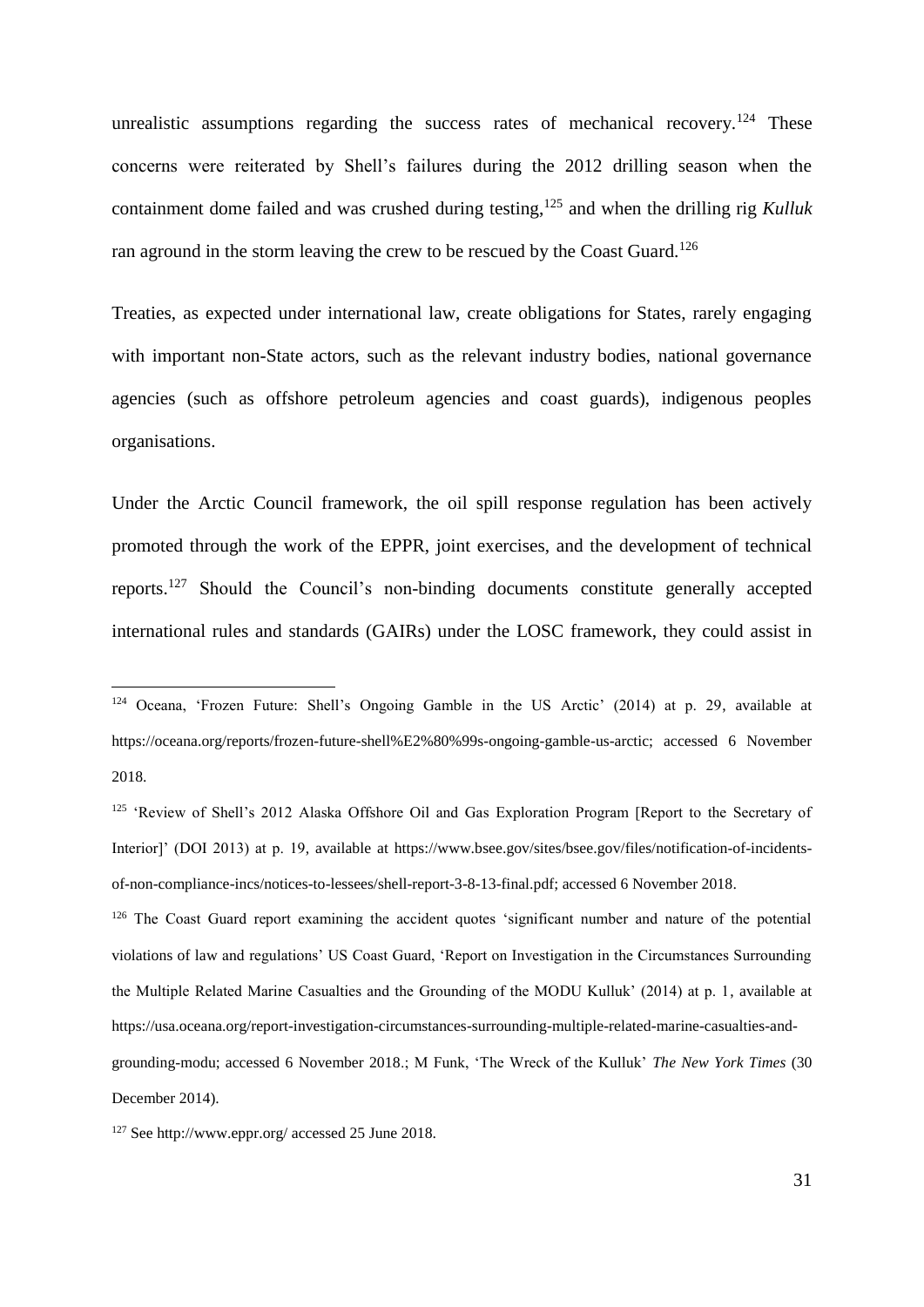unrealistic assumptions regarding the success rates of mechanical recovery.[124] These concerns were reiterated by Shell's failures during the 2012 drilling season when the containment dome failed and was crushed during testing,[125] and when the drilling rig *Kulluk* ran aground in the storm leaving the crew to be rescued by the Coast Guard.[126]

Treaties, as expected under international law, create obligations for States, rarely engaging with important non-State actors, such as the relevant industry bodies, national governance agencies (such as offshore petroleum agencies and coast guards), indigenous peoples organisations.

Under the Arctic Council framework, the oil spill response regulation has been actively promoted through the work of the EPPR, joint exercises, and the development of technical reports.[127] Should the Council's non-binding documents constitute generally accepted international rules and standards (GAIRs) under the LOSC framework, they could assist in

---

[124] Oceana, 'Frozen Future: Shell's Ongoing Gamble in the US Arctic' (2014) at p. 29, available at https://oceana.org/reports/frozen-future-shell%E2%80%99s-ongoing-gamble-us-arctic; accessed 6 November 2018.

[125] 'Review of Shell's 2012 Alaska Offshore Oil and Gas Exploration Program [Report to the Secretary of Interior]' (DOI 2013) at p. 19, available at https://www.bsee.gov/sites/bsee.gov/files/notification-of-incidents-of-non-compliance-incs/notices-to-lessees/shell-report-3-8-13-final.pdf; accessed 6 November 2018.

[126] The Coast Guard report examining the accident quotes 'significant number and nature of the potential violations of law and regulations' US Coast Guard, 'Report on Investigation in the Circumstances Surrounding the Multiple Related Marine Casualties and the Grounding of the MODU Kulluk' (2014) at p. 1, available at https://usa.oceana.org/report-investigation-circumstances-surrounding-multiple-related-marine-casualties-and-grounding-modu; accessed 6 November 2018.; M Funk, 'The Wreck of the Kulluk' *The New York Times* (30 December 2014).

[127] See http://www.eppr.org/ accessed 25 June 2018.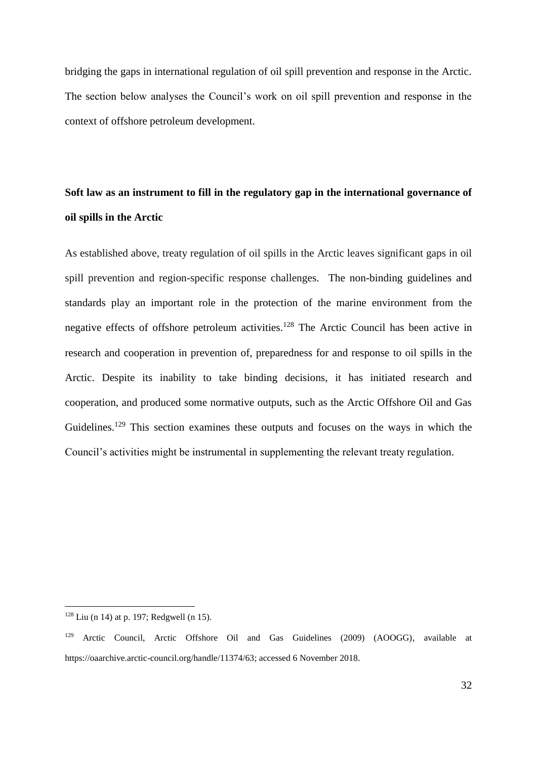bridging the gaps in international regulation of oil spill prevention and response in the Arctic. The section below analyses the Council's work on oil spill prevention and response in the context of offshore petroleum development.

## Soft law as an instrument to fill in the regulatory gap in the international governance of oil spills in the Arctic

As established above, treaty regulation of oil spills in the Arctic leaves significant gaps in oil spill prevention and region-specific response challenges. The non-binding guidelines and standards play an important role in the protection of the marine environment from the negative effects of offshore petroleum activities.[128] The Arctic Council has been active in research and cooperation in prevention of, preparedness for and response to oil spills in the Arctic. Despite its inability to take binding decisions, it has initiated research and cooperation, and produced some normative outputs, such as the Arctic Offshore Oil and Gas Guidelines.[129] This section examines these outputs and focuses on the ways in which the Council's activities might be instrumental in supplementing the relevant treaty regulation.

---

[128] Liu (n 14) at p. 197; Redgwell (n 15).

[129] Arctic Council, Arctic Offshore Oil and Gas Guidelines (2009) (AOOGG), available at https://oaarchive.arctic-council.org/handle/11374/63; accessed 6 November 2018.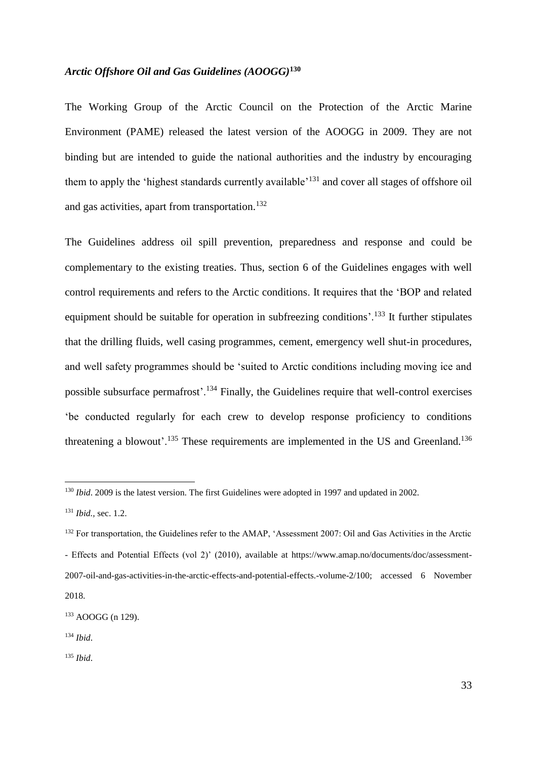### *Arctic Offshore Oil and Gas Guidelines (AOOGG)*[130]

The Working Group of the Arctic Council on the Protection of the Arctic Marine Environment (PAME) released the latest version of the AOOGG in 2009. They are not binding but are intended to guide the national authorities and the industry by encouraging them to apply the 'highest standards currently available'[131] and cover all stages of offshore oil and gas activities, apart from transportation.[132]

The Guidelines address oil spill prevention, preparedness and response and could be complementary to the existing treaties. Thus, section 6 of the Guidelines engages with well control requirements and refers to the Arctic conditions. It requires that the 'BOP and related equipment should be suitable for operation in subfreezing conditions'.[133] It further stipulates that the drilling fluids, well casing programmes, cement, emergency well shut-in procedures, and well safety programmes should be 'suited to Arctic conditions including moving ice and possible subsurface permafrost'.[134] Finally, the Guidelines require that well-control exercises 'be conducted regularly for each crew to develop response proficiency to conditions threatening a blowout'.[135] These requirements are implemented in the US and Greenland.[136]

---

[130] *Ibid*. 2009 is the latest version. The first Guidelines were adopted in 1997 and updated in 2002.

[131] *Ibid.*, sec. 1.2.

[132] For transportation, the Guidelines refer to the AMAP, 'Assessment 2007: Oil and Gas Activities in the Arctic - Effects and Potential Effects (vol 2)' (2010), available at https://www.amap.no/documents/doc/assessment-2007-oil-and-gas-activities-in-the-arctic-effects-and-potential-effects.-volume-2/100; accessed 6 November 2018.

[133] AOOGG (n 129).

[134] *Ibid*.

[135] *Ibid*.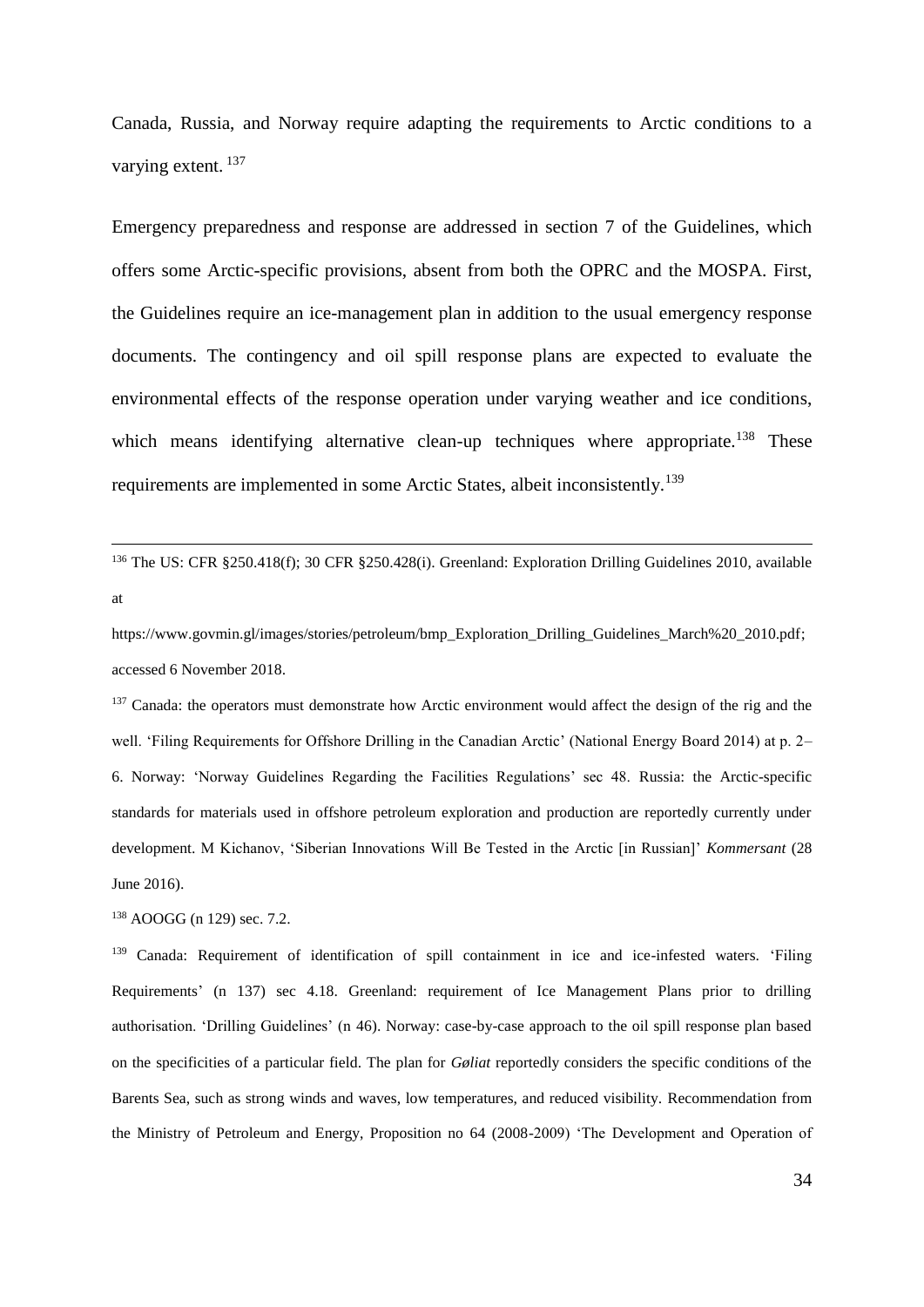Canada, Russia, and Norway require adapting the requirements to Arctic conditions to a varying extent. [137]

Emergency preparedness and response are addressed in section 7 of the Guidelines, which offers some Arctic-specific provisions, absent from both the OPRC and the MOSPA. First, the Guidelines require an ice-management plan in addition to the usual emergency response documents. The contingency and oil spill response plans are expected to evaluate the environmental effects of the response operation under varying weather and ice conditions, which means identifying alternative clean-up techniques where appropriate.[138] These requirements are implemented in some Arctic States, albeit inconsistently.[139]

---

[136] The US: CFR §250.418(f); 30 CFR §250.428(i). Greenland: Exploration Drilling Guidelines 2010, available at https://www.govmin.gl/images/stories/petroleum/bmp_Exploration_Drilling_Guidelines_March%20_2010.pdf; accessed 6 November 2018.

[137] Canada: the operators must demonstrate how Arctic environment would affect the design of the rig and the well. 'Filing Requirements for Offshore Drilling in the Canadian Arctic' (National Energy Board 2014) at p. 2–6. Norway: 'Norway Guidelines Regarding the Facilities Regulations' sec 48. Russia: the Arctic-specific standards for materials used in offshore petroleum exploration and production are reportedly currently under development. M Kichanov, 'Siberian Innovations Will Be Tested in the Arctic [in Russian]' *Kommersant* (28 June 2016).

[138] AOOGG (n 129) sec. 7.2.

[139] Canada: Requirement of identification of spill containment in ice and ice-infested waters. 'Filing Requirements' (n 137) sec 4.18. Greenland: requirement of Ice Management Plans prior to drilling authorisation. 'Drilling Guidelines' (n 46). Norway: case-by-case approach to the oil spill response plan based on the specificities of a particular field. The plan for *Gøliat* reportedly considers the specific conditions of the Barents Sea, such as strong winds and waves, low temperatures, and reduced visibility. Recommendation from the Ministry of Petroleum and Energy, Proposition no 64 (2008-2009) 'The Development and Operation of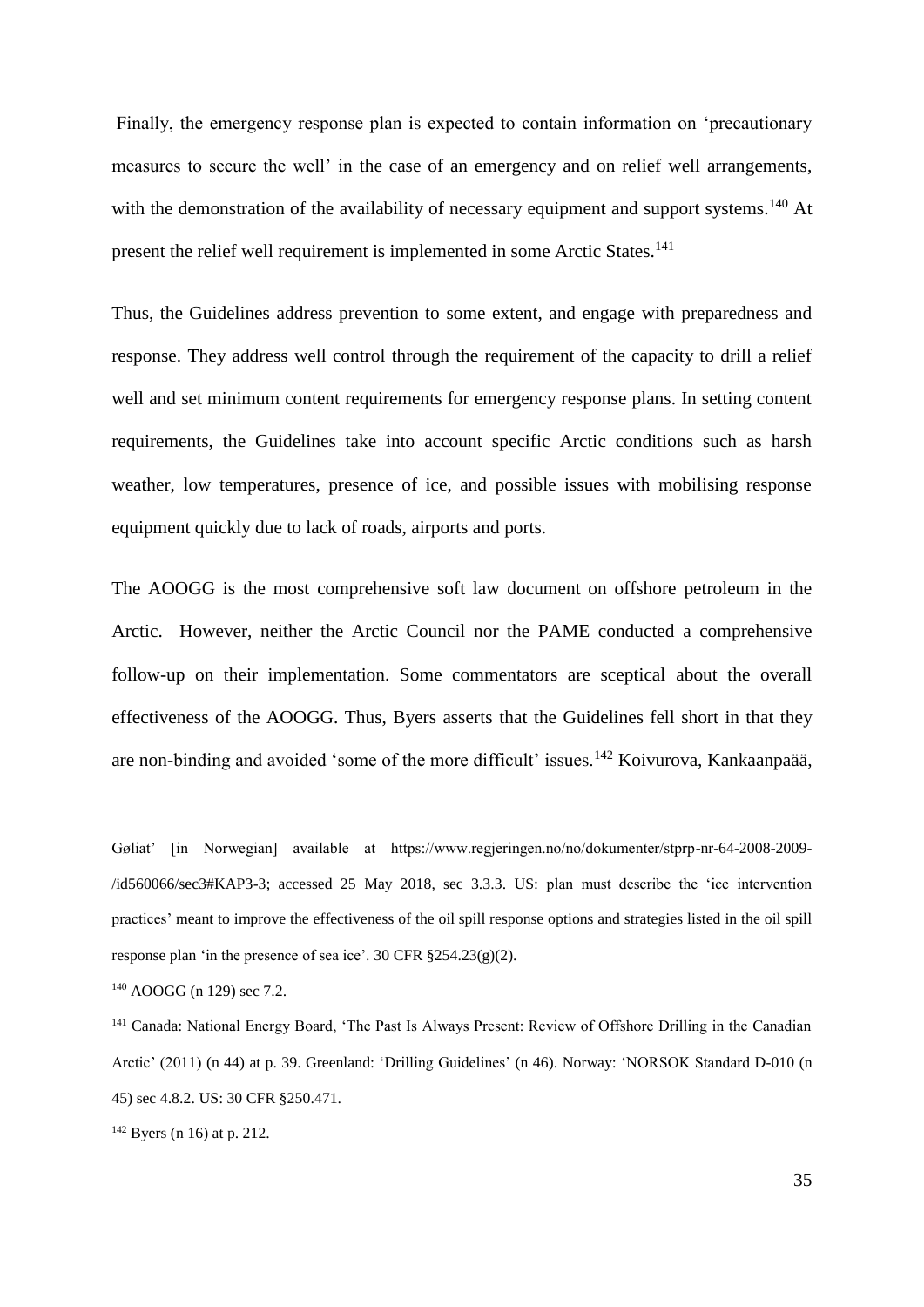Finally, the emergency response plan is expected to contain information on 'precautionary measures to secure the well' in the case of an emergency and on relief well arrangements, with the demonstration of the availability of necessary equipment and support systems.[140] At present the relief well requirement is implemented in some Arctic States.[141]

Thus, the Guidelines address prevention to some extent, and engage with preparedness and response. They address well control through the requirement of the capacity to drill a relief well and set minimum content requirements for emergency response plans. In setting content requirements, the Guidelines take into account specific Arctic conditions such as harsh weather, low temperatures, presence of ice, and possible issues with mobilising response equipment quickly due to lack of roads, airports and ports.

The AOOGG is the most comprehensive soft law document on offshore petroleum in the Arctic. However, neither the Arctic Council nor the PAME conducted a comprehensive follow-up on their implementation. Some commentators are sceptical about the overall effectiveness of the AOOGG. Thus, Byers asserts that the Guidelines fell short in that they are non-binding and avoided 'some of the more difficult' issues.[142] Koivurova, Kankaanpaää,

---

Gøliat' [in Norwegian] available at https://www.regjeringen.no/no/dokumenter/stprp-nr-64-2008-2009-/id560066/sec3#KAP3-3; accessed 25 May 2018, sec 3.3.3. US: plan must describe the 'ice intervention practices' meant to improve the effectiveness of the oil spill response options and strategies listed in the oil spill response plan 'in the presence of sea ice'. 30 CFR §254.23(g)(2).

[140] AOOGG (n 129) sec 7.2.

[141] Canada: National Energy Board, 'The Past Is Always Present: Review of Offshore Drilling in the Canadian Arctic' (2011) (n 44) at p. 39. Greenland: 'Drilling Guidelines' (n 46). Norway: 'NORSOK Standard D-010 (n 45) sec 4.8.2. US: 30 CFR §250.471.

[142] Byers (n 16) at p. 212.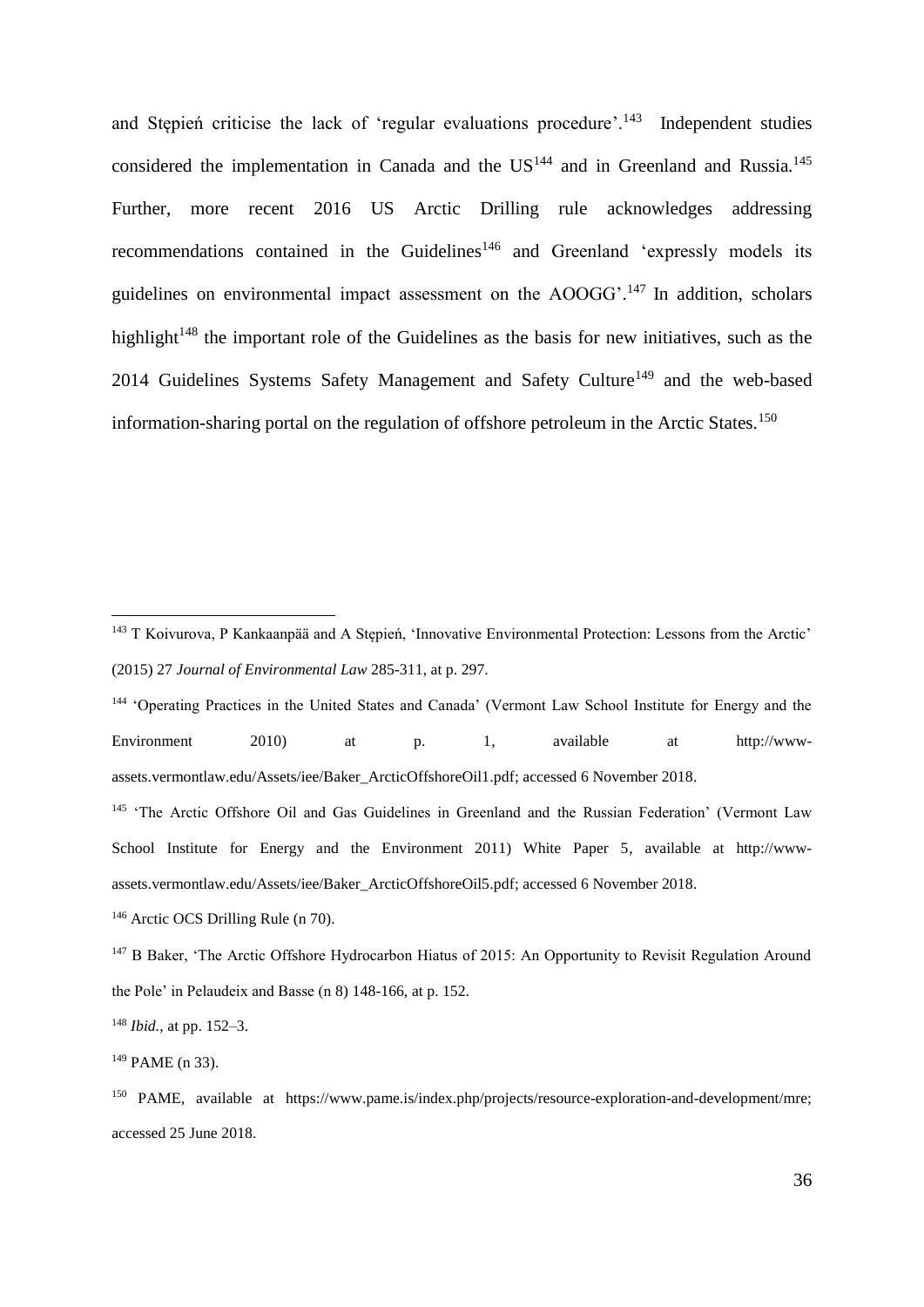and Stępień criticise the lack of 'regular evaluations procedure'.[143] Independent studies considered the implementation in Canada and the US[144] and in Greenland and Russia.[145] Further, more recent 2016 US Arctic Drilling rule acknowledges addressing recommendations contained in the Guidelines[146] and Greenland 'expressly models its guidelines on environmental impact assessment on the AOOGG'.[147] In addition, scholars highlight[148] the important role of the Guidelines as the basis for new initiatives, such as the 2014 Guidelines Systems Safety Management and Safety Culture[149] and the web-based information-sharing portal on the regulation of offshore petroleum in the Arctic States.[150]

---

[143] T Koivurova, P Kankaanpää and A Stępień, 'Innovative Environmental Protection: Lessons from the Arctic' (2015) 27 *Journal of Environmental Law* 285-311, at p. 297.

[144] 'Operating Practices in the United States and Canada' (Vermont Law School Institute for Energy and the Environment 2010) at p. 1, available at http://www-assets.vermontlaw.edu/Assets/iee/Baker_ArcticOffshoreOil1.pdf; accessed 6 November 2018.

[145] 'The Arctic Offshore Oil and Gas Guidelines in Greenland and the Russian Federation' (Vermont Law School Institute for Energy and the Environment 2011) White Paper 5, available at http://www-assets.vermontlaw.edu/Assets/iee/Baker_ArcticOffshoreOil5.pdf; accessed 6 November 2018.

[146] Arctic OCS Drilling Rule (n 70).

[147] B Baker, 'The Arctic Offshore Hydrocarbon Hiatus of 2015: An Opportunity to Revisit Regulation Around the Pole' in Pelaudeix and Basse (n 8) 148-166, at p. 152.

[148] *Ibid.*, at pp. 152–3.

[149] PAME (n 33).

[150] PAME, available at https://www.pame.is/index.php/projects/resource-exploration-and-development/mre; accessed 25 June 2018.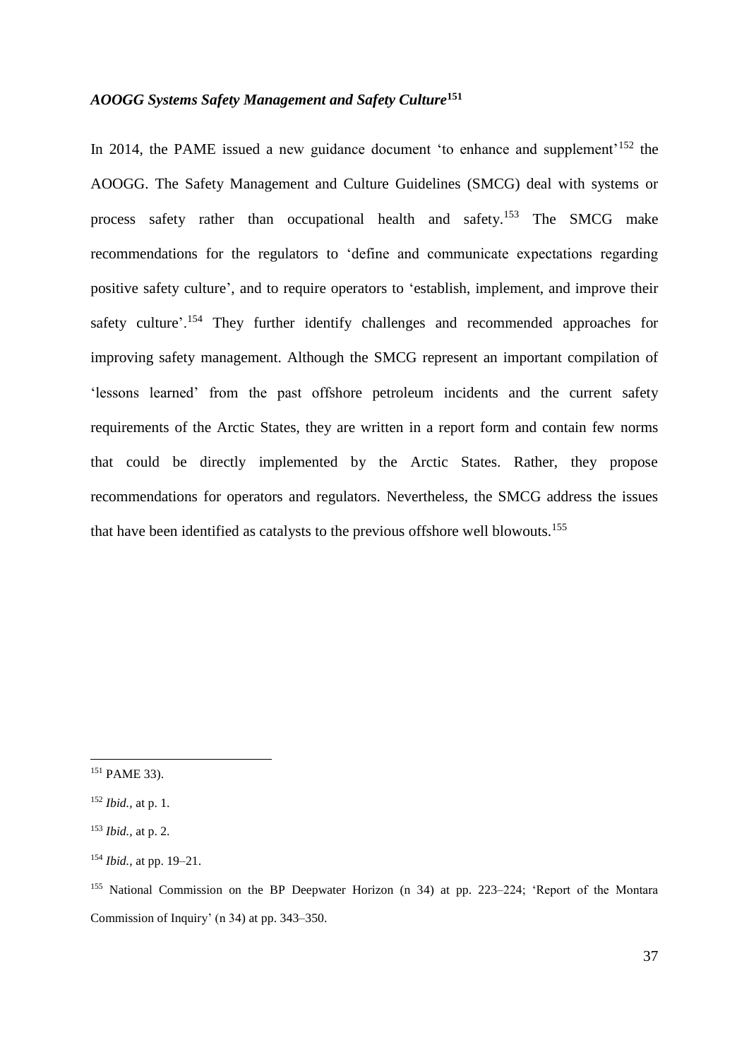***AOOGG Systems Safety Management and Safety Culture*[151]**

In 2014, the PAME issued a new guidance document 'to enhance and supplement'[152] the AOOGG. The Safety Management and Culture Guidelines (SMCG) deal with systems or process safety rather than occupational health and safety.[153] The SMCG make recommendations for the regulators to 'define and communicate expectations regarding positive safety culture', and to require operators to 'establish, implement, and improve their safety culture'.[154] They further identify challenges and recommended approaches for improving safety management. Although the SMCG represent an important compilation of 'lessons learned' from the past offshore petroleum incidents and the current safety requirements of the Arctic States, they are written in a report form and contain few norms that could be directly implemented by the Arctic States. Rather, they propose recommendations for operators and regulators. Nevertheless, the SMCG address the issues that have been identified as catalysts to the previous offshore well blowouts.[155]

---

[151] PAME 33).

[152] *Ibid.,* at p. 1.

[153] *Ibid.,* at p. 2.

[154] *Ibid.,* at pp. 19–21.

[155] National Commission on the BP Deepwater Horizon (n 34) at pp. 223–224; 'Report of the Montara Commission of Inquiry' (n 34) at pp. 343–350.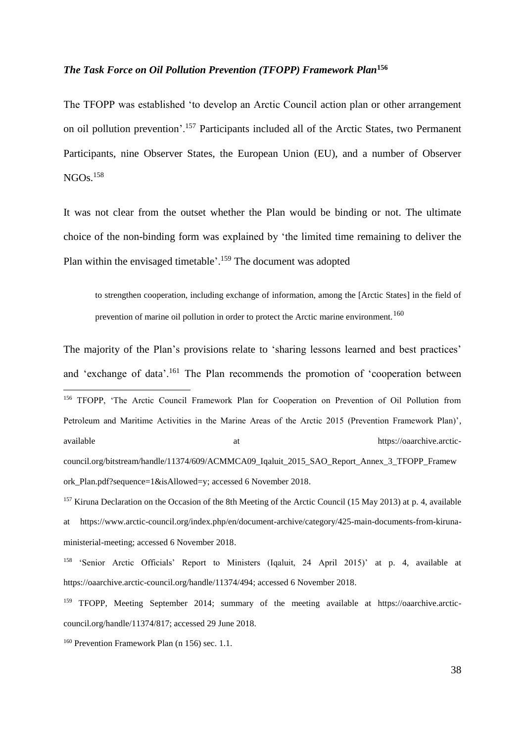### *The Task Force on Oil Pollution Prevention (TFOPP) Framework Plan*[156]

The TFOPP was established 'to develop an Arctic Council action plan or other arrangement on oil pollution prevention'.[157] Participants included all of the Arctic States, two Permanent Participants, nine Observer States, the European Union (EU), and a number of Observer NGOs.[158]

It was not clear from the outset whether the Plan would be binding or not. The ultimate choice of the non-binding form was explained by 'the limited time remaining to deliver the Plan within the envisaged timetable'.[159] The document was adopted

> to strengthen cooperation, including exchange of information, among the [Arctic States] in the field of prevention of marine oil pollution in order to protect the Arctic marine environment.[160]

The majority of the Plan's provisions relate to 'sharing lessons learned and best practices' and 'exchange of data'.[161] The Plan recommends the promotion of 'cooperation between

---

[156] TFOPP, 'The Arctic Council Framework Plan for Cooperation on Prevention of Oil Pollution from Petroleum and Maritime Activities in the Marine Areas of the Arctic 2015 (Prevention Framework Plan)', available at https://oaarchive.arctic-council.org/bitstream/handle/11374/609/ACMMCA09_Iqaluit_2015_SAO_Report_Annex_3_TFOPP_Framework_Plan.pdf?sequence=1&isAllowed=y; accessed 6 November 2018.

[157] Kiruna Declaration on the Occasion of the 8th Meeting of the Arctic Council (15 May 2013) at p. 4, available at https://www.arctic-council.org/index.php/en/document-archive/category/425-main-documents-from-kiruna-ministerial-meeting; accessed 6 November 2018.

[158] 'Senior Arctic Officials' Report to Ministers (Iqaluit, 24 April 2015)' at p. 4, available at https://oaarchive.arctic-council.org/handle/11374/494; accessed 6 November 2018.

[159] TFOPP, Meeting September 2014; summary of the meeting available at https://oaarchive.arctic-council.org/handle/11374/817; accessed 29 June 2018.

[160] Prevention Framework Plan (n 156) sec. 1.1.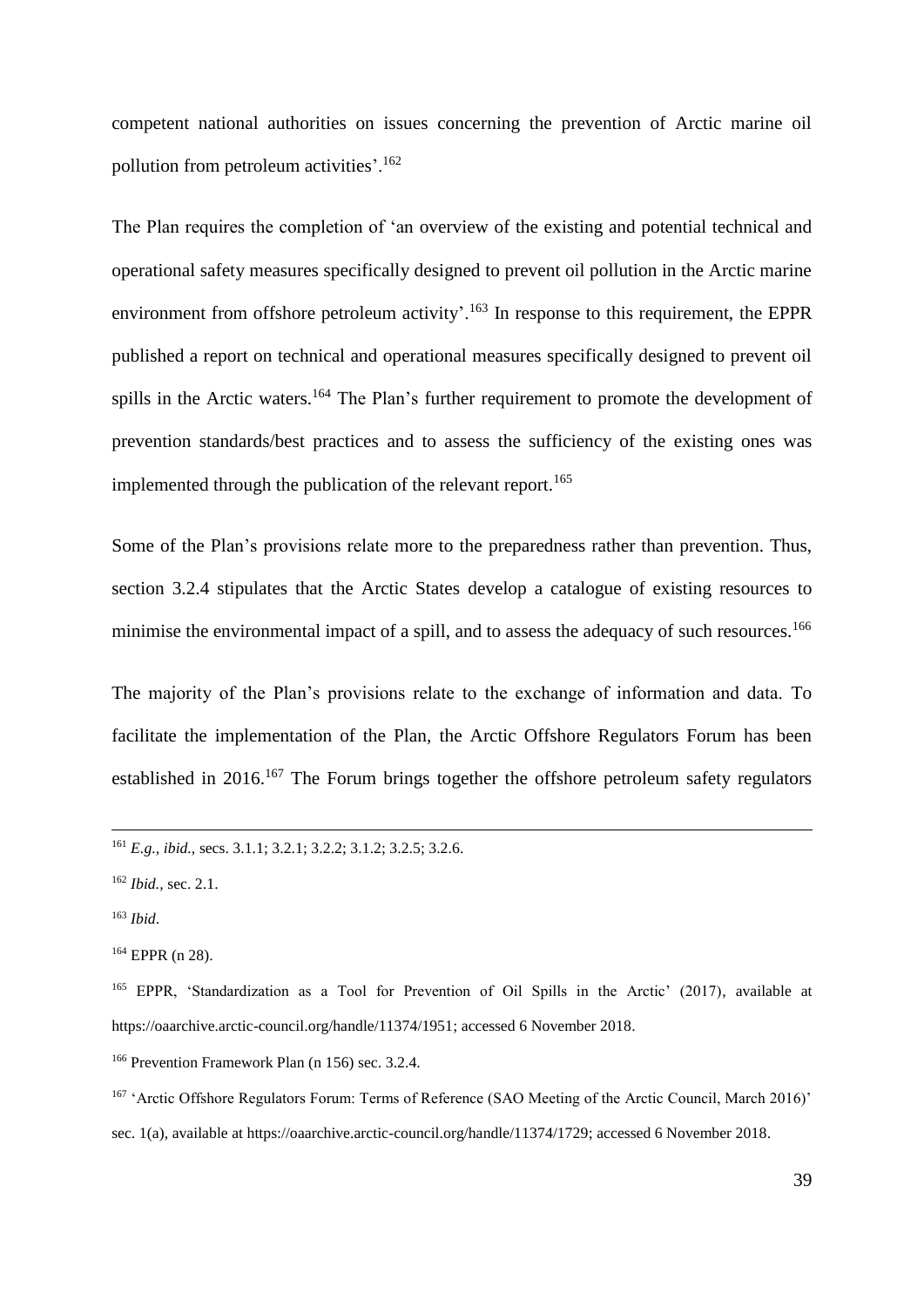competent national authorities on issues concerning the prevention of Arctic marine oil pollution from petroleum activities'.[162]

The Plan requires the completion of 'an overview of the existing and potential technical and operational safety measures specifically designed to prevent oil pollution in the Arctic marine environment from offshore petroleum activity'.[163] In response to this requirement, the EPPR published a report on technical and operational measures specifically designed to prevent oil spills in the Arctic waters.[164] The Plan's further requirement to promote the development of prevention standards/best practices and to assess the sufficiency of the existing ones was implemented through the publication of the relevant report.[165]

Some of the Plan's provisions relate more to the preparedness rather than prevention. Thus, section 3.2.4 stipulates that the Arctic States develop a catalogue of existing resources to minimise the environmental impact of a spill, and to assess the adequacy of such resources.[166]

The majority of the Plan's provisions relate to the exchange of information and data. To facilitate the implementation of the Plan, the Arctic Offshore Regulators Forum has been established in 2016.[167] The Forum brings together the offshore petroleum safety regulators

---

[161] *E.g.*, *ibid.*, secs. 3.1.1; 3.2.1; 3.2.2; 3.1.2; 3.2.5; 3.2.6.

[162] *Ibid.*, sec. 2.1.

[163] *Ibid*.

[164] EPPR (n 28).

[165] EPPR, 'Standardization as a Tool for Prevention of Oil Spills in the Arctic' (2017), available at https://oaarchive.arctic-council.org/handle/11374/1951; accessed 6 November 2018.

[166] Prevention Framework Plan (n 156) sec. 3.2.4.

[167] 'Arctic Offshore Regulators Forum: Terms of Reference (SAO Meeting of the Arctic Council, March 2016)' sec. 1(a), available at https://oaarchive.arctic-council.org/handle/11374/1729; accessed 6 November 2018.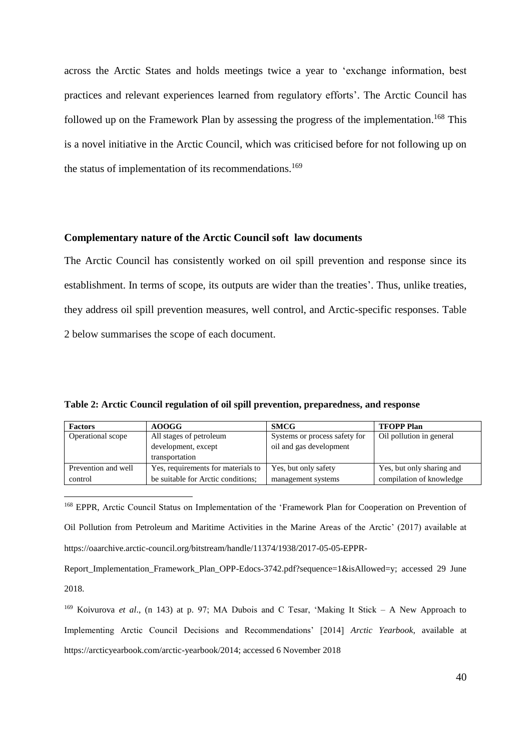across the Arctic States and holds meetings twice a year to 'exchange information, best practices and relevant experiences learned from regulatory efforts'. The Arctic Council has followed up on the Framework Plan by assessing the progress of the implementation.[168] This is a novel initiative in the Arctic Council, which was criticised before for not following up on the status of implementation of its recommendations.[169]

### Complementary nature of the Arctic Council soft law documents

The Arctic Council has consistently worked on oil spill prevention and response since its establishment. In terms of scope, its outputs are wider than the treaties'. Thus, unlike treaties, they address oil spill prevention measures, well control, and Arctic-specific responses. Table 2 below summarises the scope of each document.

**Table 2: Arctic Council regulation of oil spill prevention, preparedness, and response**

| Factors | AOOGG | SMCG | TFOPP Plan |
|---|---|---|---|
| Operational scope | All stages of petroleum development, except transportation | Systems or process safety for oil and gas development | Oil pollution in general |
| Prevention and well control | Yes, requirements for materials to be suitable for Arctic conditions; | Yes, but only safety management systems | Yes, but only sharing and compilation of knowledge |

[168] EPPR, Arctic Council Status on Implementation of the 'Framework Plan for Cooperation on Prevention of Oil Pollution from Petroleum and Maritime Activities in the Marine Areas of the Arctic' (2017) available at https://oaarchive.arctic-council.org/bitstream/handle/11374/1938/2017-05-05-EPPR-Report_Implementation_Framework_Plan_OPP-Edocs-3742.pdf?sequence=1&isAllowed=y; accessed 29 June 2018.

[169] Koivurova *et al*., (n 143) at p. 97; MA Dubois and C Tesar, 'Making It Stick – A New Approach to Implementing Arctic Council Decisions and Recommendations' [2014] *Arctic Yearbook*, available at https://arcticyearbook.com/arctic-yearbook/2014; accessed 6 November 2018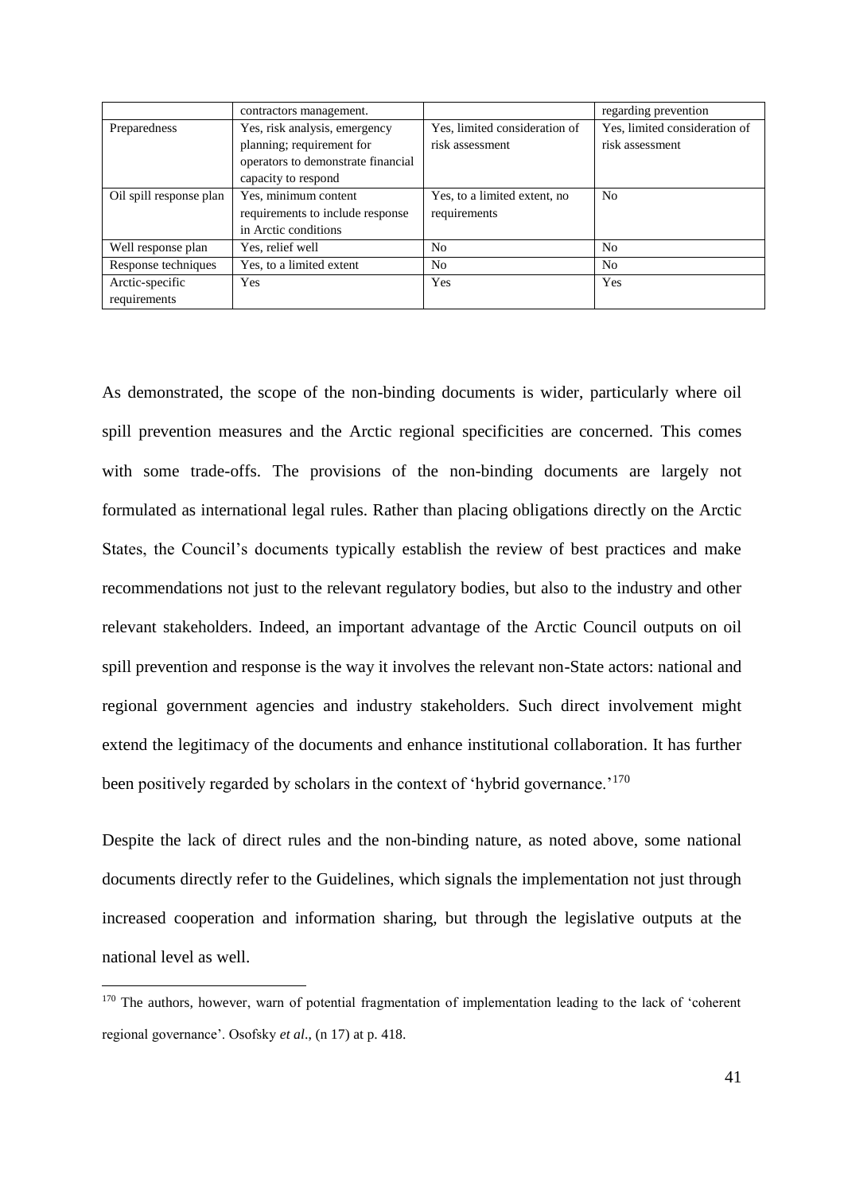| | contractors management. | | regarding prevention |
|---|---|---|---|
| Preparedness | Yes, risk analysis, emergency planning; requirement for operators to demonstrate financial capacity to respond | Yes, limited consideration of risk assessment | Yes, limited consideration of risk assessment |
| Oil spill response plan | Yes, minimum content requirements to include response in Arctic conditions | Yes, to a limited extent, no requirements | No |
| Well response plan | Yes, relief well | No | No |
| Response techniques | Yes, to a limited extent | No | No |
| Arctic-specific requirements | Yes | Yes | Yes |

As demonstrated, the scope of the non-binding documents is wider, particularly where oil spill prevention measures and the Arctic regional specificities are concerned. This comes with some trade-offs. The provisions of the non-binding documents are largely not formulated as international legal rules. Rather than placing obligations directly on the Arctic States, the Council's documents typically establish the review of best practices and make recommendations not just to the relevant regulatory bodies, but also to the industry and other relevant stakeholders. Indeed, an important advantage of the Arctic Council outputs on oil spill prevention and response is the way it involves the relevant non-State actors: national and regional government agencies and industry stakeholders. Such direct involvement might extend the legitimacy of the documents and enhance institutional collaboration. It has further been positively regarded by scholars in the context of 'hybrid governance.'[170]

Despite the lack of direct rules and the non-binding nature, as noted above, some national documents directly refer to the Guidelines, which signals the implementation not just through increased cooperation and information sharing, but through the legislative outputs at the national level as well.

[170] The authors, however, warn of potential fragmentation of implementation leading to the lack of 'coherent regional governance'. Osofsky *et al*., (n 17) at p. 418.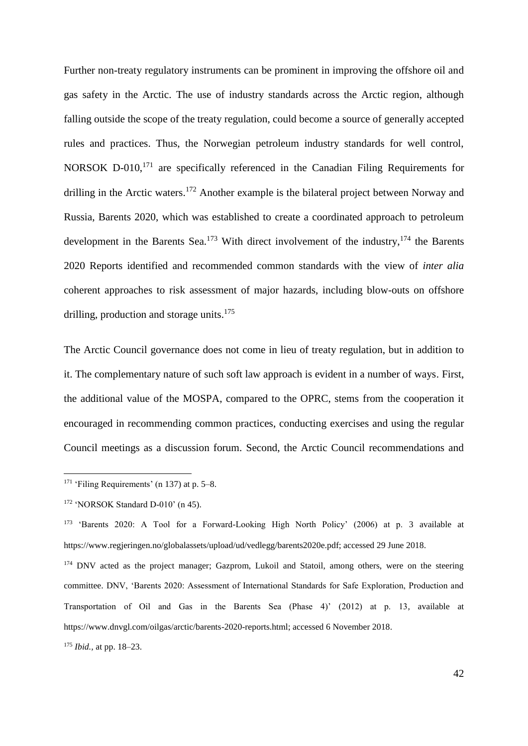Further non-treaty regulatory instruments can be prominent in improving the offshore oil and gas safety in the Arctic. The use of industry standards across the Arctic region, although falling outside the scope of the treaty regulation, could become a source of generally accepted rules and practices. Thus, the Norwegian petroleum industry standards for well control, NORSOK D-010,[171] are specifically referenced in the Canadian Filing Requirements for drilling in the Arctic waters.[172] Another example is the bilateral project between Norway and Russia, Barents 2020, which was established to create a coordinated approach to petroleum development in the Barents Sea.[173] With direct involvement of the industry,[174] the Barents 2020 Reports identified and recommended common standards with the view of *inter alia* coherent approaches to risk assessment of major hazards, including blow-outs on offshore drilling, production and storage units.[175]

The Arctic Council governance does not come in lieu of treaty regulation, but in addition to it. The complementary nature of such soft law approach is evident in a number of ways. First, the additional value of the MOSPA, compared to the OPRC, stems from the cooperation it encouraged in recommending common practices, conducting exercises and using the regular Council meetings as a discussion forum. Second, the Arctic Council recommendations and

---

[171] 'Filing Requirements' (n 137) at p. 5–8.

[172] 'NORSOK Standard D-010' (n 45).

[173] 'Barents 2020: A Tool for a Forward-Looking High North Policy' (2006) at p. 3 available at https://www.regjeringen.no/globalassets/upload/ud/vedlegg/barents2020e.pdf; accessed 29 June 2018.

[174] DNV acted as the project manager; Gazprom, Lukoil and Statoil, among others, were on the steering committee. DNV, 'Barents 2020: Assessment of International Standards for Safe Exploration, Production and Transportation of Oil and Gas in the Barents Sea (Phase 4)' (2012) at p. 13, available at https://www.dnvgl.com/oilgas/arctic/barents-2020-reports.html; accessed 6 November 2018.

[175] *Ibid.,* at pp. 18–23.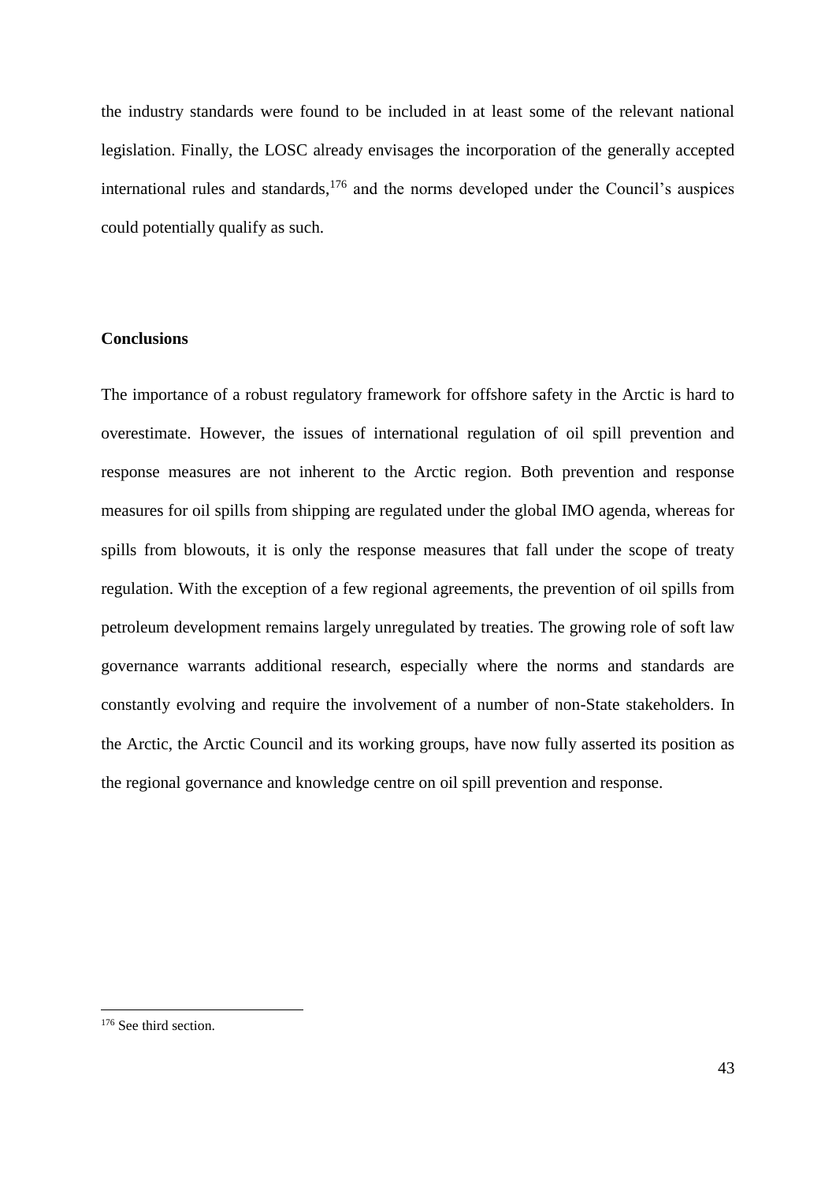the industry standards were found to be included in at least some of the relevant national legislation. Finally, the LOSC already envisages the incorporation of the generally accepted international rules and standards,[176] and the norms developed under the Council's auspices could potentially qualify as such.

## Conclusions

The importance of a robust regulatory framework for offshore safety in the Arctic is hard to overestimate. However, the issues of international regulation of oil spill prevention and response measures are not inherent to the Arctic region. Both prevention and response measures for oil spills from shipping are regulated under the global IMO agenda, whereas for spills from blowouts, it is only the response measures that fall under the scope of treaty regulation. With the exception of a few regional agreements, the prevention of oil spills from petroleum development remains largely unregulated by treaties. The growing role of soft law governance warrants additional research, especially where the norms and standards are constantly evolving and require the involvement of a number of non-State stakeholders. In the Arctic, the Arctic Council and its working groups, have now fully asserted its position as the regional governance and knowledge centre on oil spill prevention and response.

---

[176] See third section.